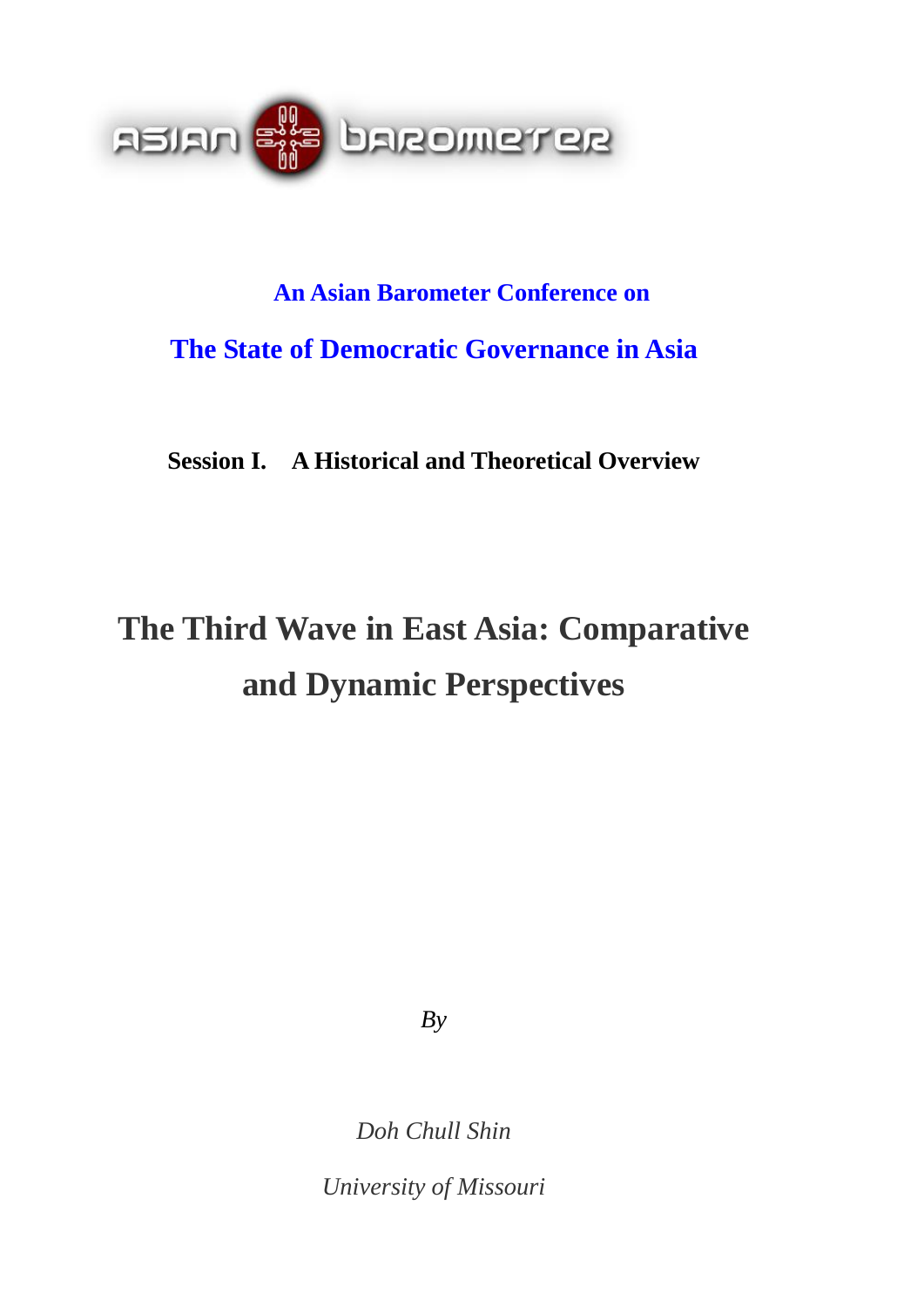ASIAN BAROMETER

**An Asian Barometer Conference on**

**The State of Democratic Governance in Asia**

**Session I. A Historical and Theoretical Overview**

# The Third Wave in East Asia: Comparative and Dynamic Perspectives

*By*

*Doh Chull Shin*

*University of Missouri*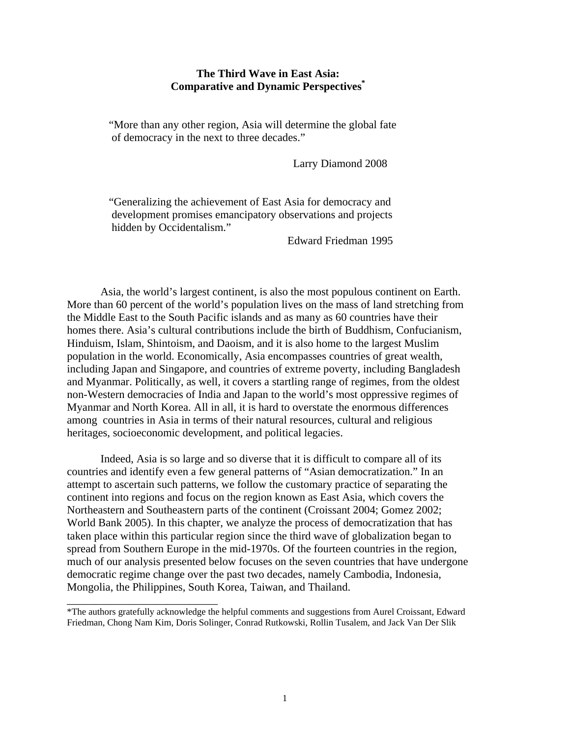# The Third Wave in East Asia: Comparative and Dynamic Perspectives*

> "More than any other region, Asia will determine the global fate of democracy in the next to three decades."
>
> Larry Diamond 2008

> "Generalizing the achievement of East Asia for democracy and development promises emancipatory observations and projects hidden by Occidentalism."
>
> Edward Friedman 1995

Asia, the world's largest continent, is also the most populous continent on Earth. More than 60 percent of the world's population lives on the mass of land stretching from the Middle East to the South Pacific islands and as many as 60 countries have their homes there. Asia's cultural contributions include the birth of Buddhism, Confucianism, Hinduism, Islam, Shintoism, and Daoism, and it is also home to the largest Muslim population in the world. Economically, Asia encompasses countries of great wealth, including Japan and Singapore, and countries of extreme poverty, including Bangladesh and Myanmar. Politically, as well, it covers a startling range of regimes, from the oldest non-Western democracies of India and Japan to the world's most oppressive regimes of Myanmar and North Korea. All in all, it is hard to overstate the enormous differences among countries in Asia in terms of their natural resources, cultural and religious heritages, socioeconomic development, and political legacies.

Indeed, Asia is so large and so diverse that it is difficult to compare all of its countries and identify even a few general patterns of "Asian democratization." In an attempt to ascertain such patterns, we follow the customary practice of separating the continent into regions and focus on the region known as East Asia, which covers the Northeastern and Southeastern parts of the continent (Croissant 2004; Gomez 2002; World Bank 2005). In this chapter, we analyze the process of democratization that has taken place within this particular region since the third wave of globalization began to spread from Southern Europe in the mid-1970s. Of the fourteen countries in the region, much of our analysis presented below focuses on the seven countries that have undergone democratic regime change over the past two decades, namely Cambodia, Indonesia, Mongolia, the Philippines, South Korea, Taiwan, and Thailand.

---

*The authors gratefully acknowledge the helpful comments and suggestions from Aurel Croissant, Edward Friedman, Chong Nam Kim, Doris Solinger, Conrad Rutkowski, Rollin Tusalem, and Jack Van Der Slik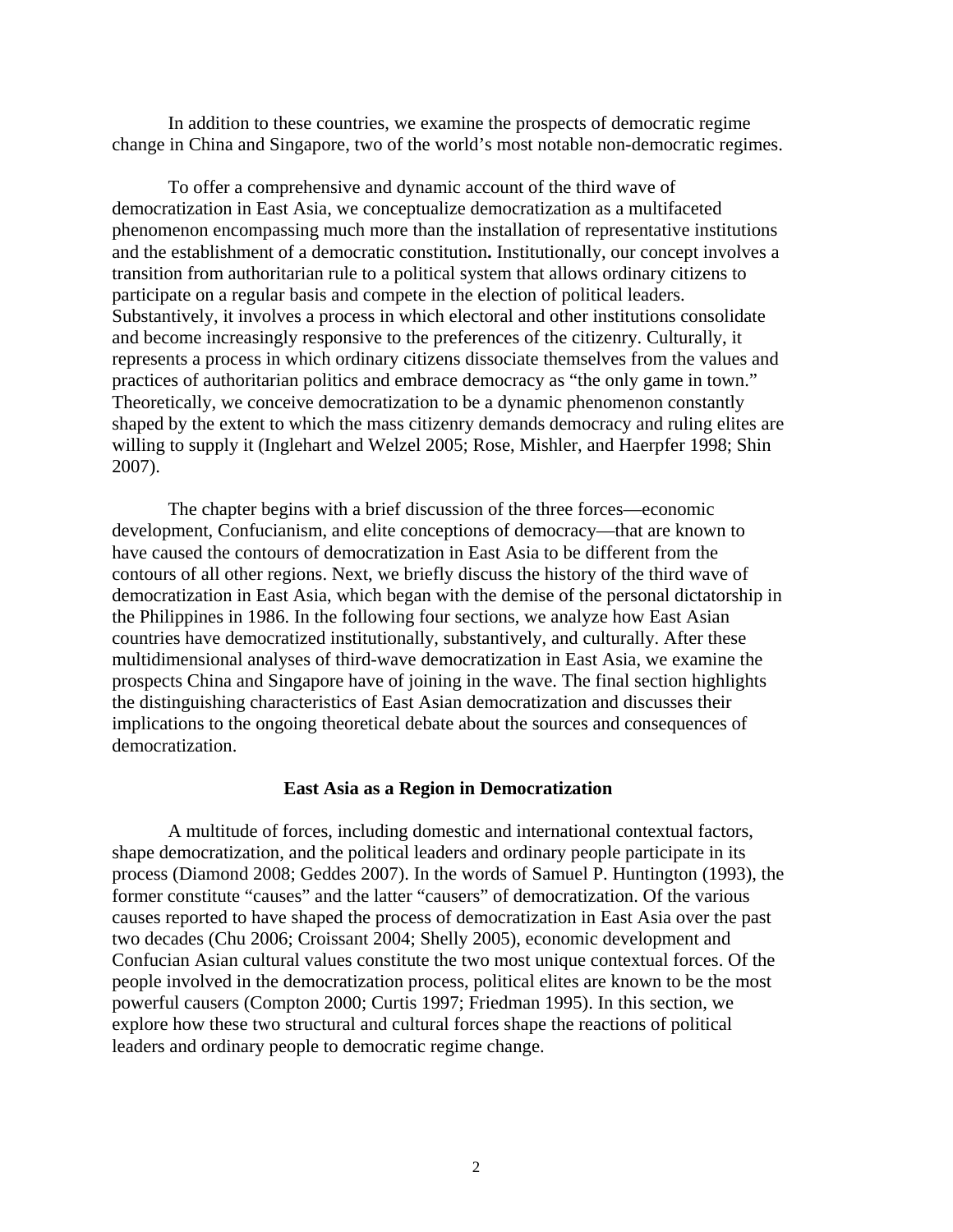In addition to these countries, we examine the prospects of democratic regime change in China and Singapore, two of the world's most notable non-democratic regimes.

To offer a comprehensive and dynamic account of the third wave of democratization in East Asia, we conceptualize democratization as a multifaceted phenomenon encompassing much more than the installation of representative institutions and the establishment of a democratic constitution**.** Institutionally, our concept involves a transition from authoritarian rule to a political system that allows ordinary citizens to participate on a regular basis and compete in the election of political leaders. Substantively, it involves a process in which electoral and other institutions consolidate and become increasingly responsive to the preferences of the citizenry. Culturally, it represents a process in which ordinary citizens dissociate themselves from the values and practices of authoritarian politics and embrace democracy as "the only game in town." Theoretically, we conceive democratization to be a dynamic phenomenon constantly shaped by the extent to which the mass citizenry demands democracy and ruling elites are willing to supply it (Inglehart and Welzel 2005; Rose, Mishler, and Haerpfer 1998; Shin 2007).

The chapter begins with a brief discussion of the three forces—economic development, Confucianism, and elite conceptions of democracy—that are known to have caused the contours of democratization in East Asia to be different from the contours of all other regions. Next, we briefly discuss the history of the third wave of democratization in East Asia, which began with the demise of the personal dictatorship in the Philippines in 1986. In the following four sections, we analyze how East Asian countries have democratized institutionally, substantively, and culturally. After these multidimensional analyses of third-wave democratization in East Asia, we examine the prospects China and Singapore have of joining in the wave. The final section highlights the distinguishing characteristics of East Asian democratization and discusses their implications to the ongoing theoretical debate about the sources and consequences of democratization.

## East Asia as a Region in Democratization

A multitude of forces, including domestic and international contextual factors, shape democratization, and the political leaders and ordinary people participate in its process (Diamond 2008; Geddes 2007). In the words of Samuel P. Huntington (1993), the former constitute "causes" and the latter "causers" of democratization. Of the various causes reported to have shaped the process of democratization in East Asia over the past two decades (Chu 2006; Croissant 2004; Shelly 2005), economic development and Confucian Asian cultural values constitute the two most unique contextual forces. Of the people involved in the democratization process, political elites are known to be the most powerful causers (Compton 2000; Curtis 1997; Friedman 1995). In this section, we explore how these two structural and cultural forces shape the reactions of political leaders and ordinary people to democratic regime change.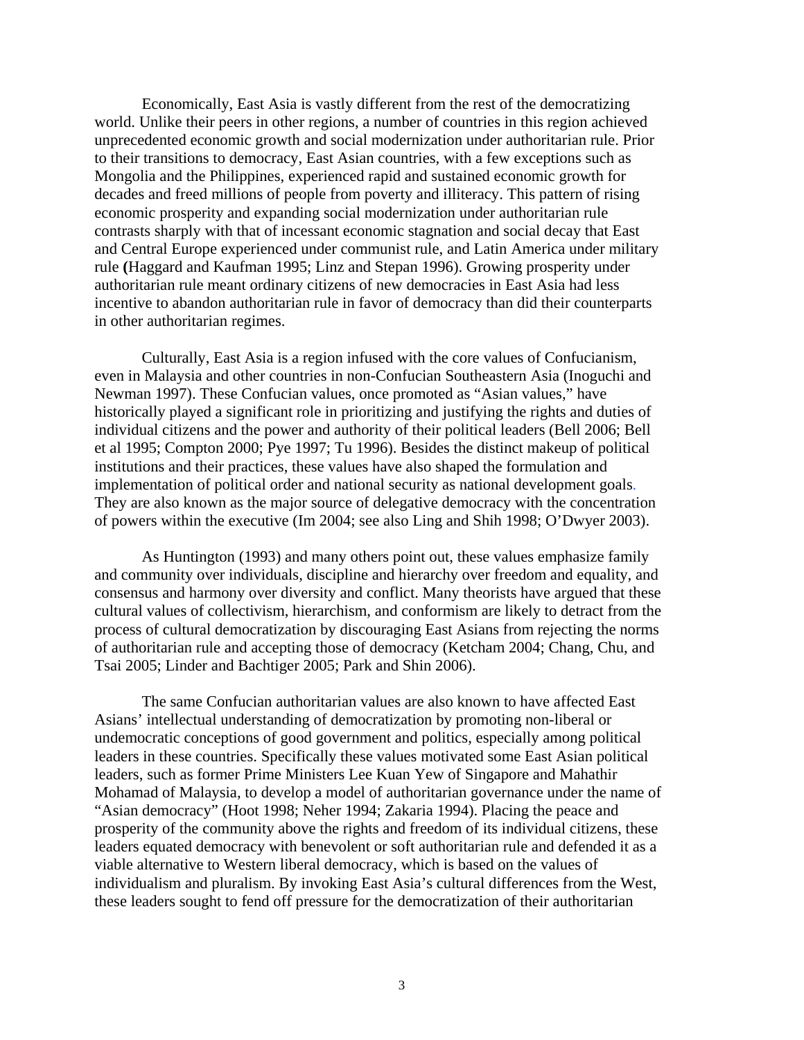Economically, East Asia is vastly different from the rest of the democratizing world. Unlike their peers in other regions, a number of countries in this region achieved unprecedented economic growth and social modernization under authoritarian rule. Prior to their transitions to democracy, East Asian countries, with a few exceptions such as Mongolia and the Philippines, experienced rapid and sustained economic growth for decades and freed millions of people from poverty and illiteracy. This pattern of rising economic prosperity and expanding social modernization under authoritarian rule contrasts sharply with that of incessant economic stagnation and social decay that East and Central Europe experienced under communist rule, and Latin America under military rule **(**Haggard and Kaufman 1995; Linz and Stepan 1996). Growing prosperity under authoritarian rule meant ordinary citizens of new democracies in East Asia had less incentive to abandon authoritarian rule in favor of democracy than did their counterparts in other authoritarian regimes.

Culturally, East Asia is a region infused with the core values of Confucianism, even in Malaysia and other countries in non-Confucian Southeastern Asia (Inoguchi and Newman 1997). These Confucian values, once promoted as "Asian values," have historically played a significant role in prioritizing and justifying the rights and duties of individual citizens and the power and authority of their political leaders (Bell 2006; Bell et al 1995; Compton 2000; Pye 1997; Tu 1996). Besides the distinct makeup of political institutions and their practices, these values have also shaped the formulation and implementation of political order and national security as national development goals. They are also known as the major source of delegative democracy with the concentration of powers within the executive (Im 2004; see also Ling and Shih 1998; O'Dwyer 2003).

As Huntington (1993) and many others point out, these values emphasize family and community over individuals, discipline and hierarchy over freedom and equality, and consensus and harmony over diversity and conflict. Many theorists have argued that these cultural values of collectivism, hierarchism, and conformism are likely to detract from the process of cultural democratization by discouraging East Asians from rejecting the norms of authoritarian rule and accepting those of democracy (Ketcham 2004; Chang, Chu, and Tsai 2005; Linder and Bachtiger 2005; Park and Shin 2006).

The same Confucian authoritarian values are also known to have affected East Asians' intellectual understanding of democratization by promoting non-liberal or undemocratic conceptions of good government and politics, especially among political leaders in these countries. Specifically these values motivated some East Asian political leaders, such as former Prime Ministers Lee Kuan Yew of Singapore and Mahathir Mohamad of Malaysia, to develop a model of authoritarian governance under the name of "Asian democracy" (Hoot 1998; Neher 1994; Zakaria 1994). Placing the peace and prosperity of the community above the rights and freedom of its individual citizens, these leaders equated democracy with benevolent or soft authoritarian rule and defended it as a viable alternative to Western liberal democracy, which is based on the values of individualism and pluralism. By invoking East Asia's cultural differences from the West, these leaders sought to fend off pressure for the democratization of their authoritarian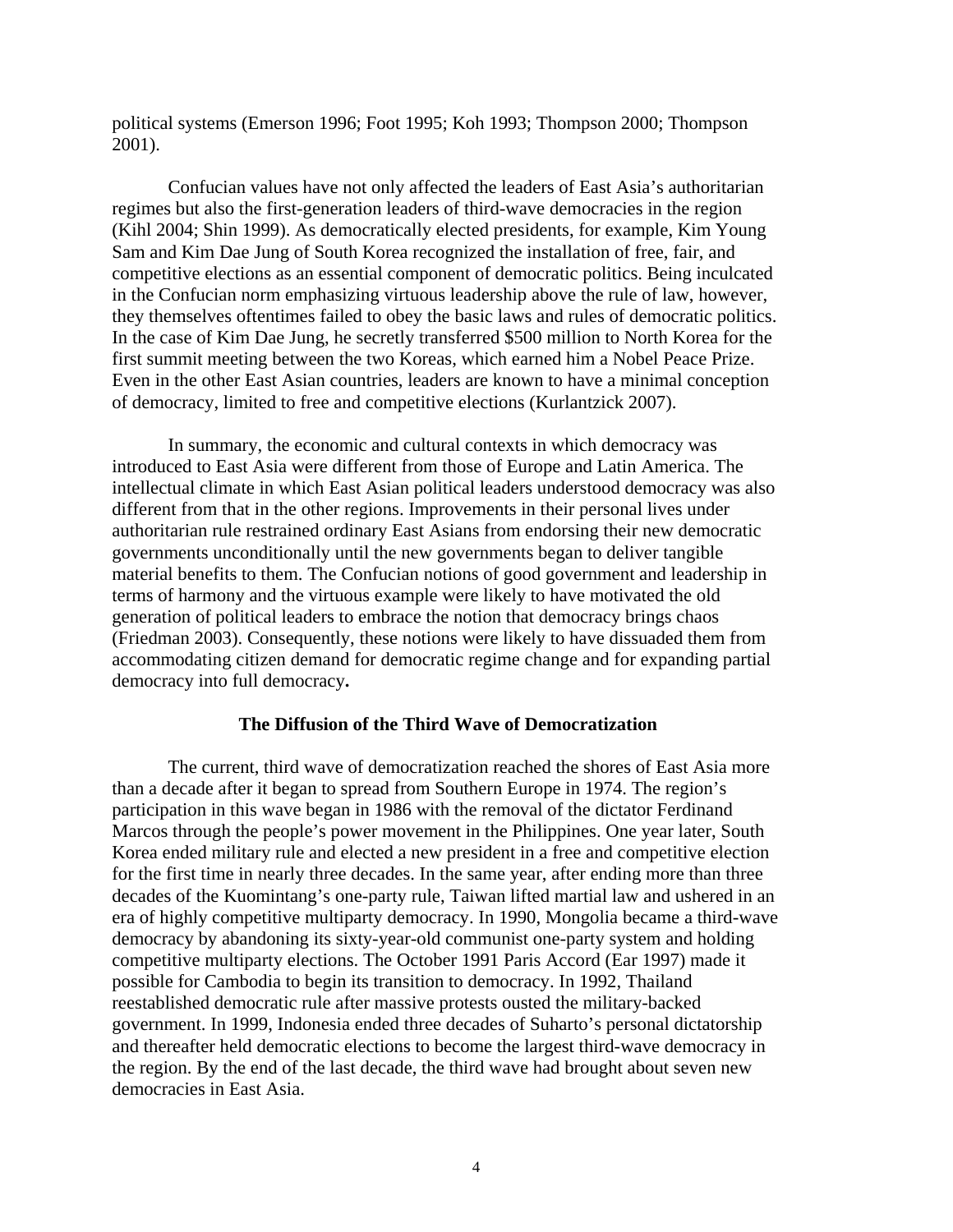political systems (Emerson 1996; Foot 1995; Koh 1993; Thompson 2000; Thompson 2001).

Confucian values have not only affected the leaders of East Asia's authoritarian regimes but also the first-generation leaders of third-wave democracies in the region (Kihl 2004; Shin 1999). As democratically elected presidents, for example, Kim Young Sam and Kim Dae Jung of South Korea recognized the installation of free, fair, and competitive elections as an essential component of democratic politics. Being inculcated in the Confucian norm emphasizing virtuous leadership above the rule of law, however, they themselves oftentimes failed to obey the basic laws and rules of democratic politics. In the case of Kim Dae Jung, he secretly transferred $500 million to North Korea for the first summit meeting between the two Koreas, which earned him a Nobel Peace Prize. Even in the other East Asian countries, leaders are known to have a minimal conception of democracy, limited to free and competitive elections (Kurlantzick 2007).

In summary, the economic and cultural contexts in which democracy was introduced to East Asia were different from those of Europe and Latin America. The intellectual climate in which East Asian political leaders understood democracy was also different from that in the other regions. Improvements in their personal lives under authoritarian rule restrained ordinary East Asians from endorsing their new democratic governments unconditionally until the new governments began to deliver tangible material benefits to them. The Confucian notions of good government and leadership in terms of harmony and the virtuous example were likely to have motivated the old generation of political leaders to embrace the notion that democracy brings chaos (Friedman 2003). Consequently, these notions were likely to have dissuaded them from accommodating citizen demand for democratic regime change and for expanding partial democracy into full democracy**.**

## The Diffusion of the Third Wave of Democratization

The current, third wave of democratization reached the shores of East Asia more than a decade after it began to spread from Southern Europe in 1974. The region's participation in this wave began in 1986 with the removal of the dictator Ferdinand Marcos through the people's power movement in the Philippines. One year later, South Korea ended military rule and elected a new president in a free and competitive election for the first time in nearly three decades. In the same year, after ending more than three decades of the Kuomintang's one-party rule, Taiwan lifted martial law and ushered in an era of highly competitive multiparty democracy. In 1990, Mongolia became a third-wave democracy by abandoning its sixty-year-old communist one-party system and holding competitive multiparty elections. The October 1991 Paris Accord (Ear 1997) made it possible for Cambodia to begin its transition to democracy. In 1992, Thailand reestablished democratic rule after massive protests ousted the military-backed government. In 1999, Indonesia ended three decades of Suharto's personal dictatorship and thereafter held democratic elections to become the largest third-wave democracy in the region. By the end of the last decade, the third wave had brought about seven new democracies in East Asia.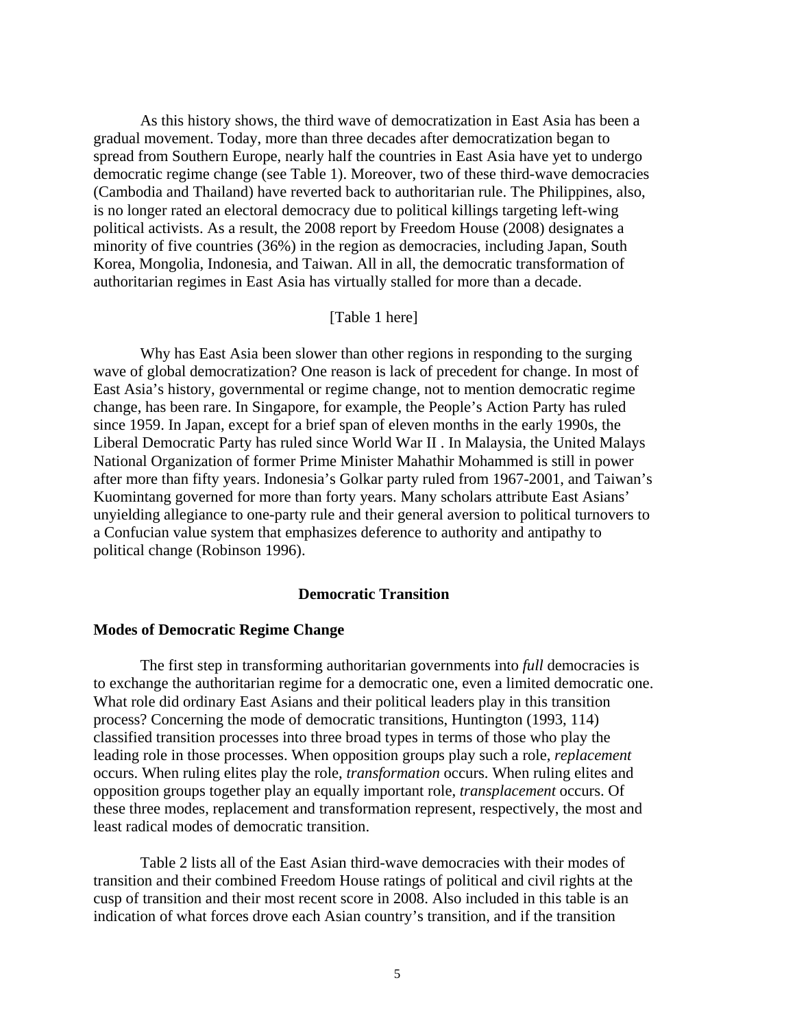As this history shows, the third wave of democratization in East Asia has been a gradual movement. Today, more than three decades after democratization began to spread from Southern Europe, nearly half the countries in East Asia have yet to undergo democratic regime change (see Table 1). Moreover, two of these third-wave democracies (Cambodia and Thailand) have reverted back to authoritarian rule. The Philippines, also, is no longer rated an electoral democracy due to political killings targeting left-wing political activists. As a result, the 2008 report by Freedom House (2008) designates a minority of five countries (36%) in the region as democracies, including Japan, South Korea, Mongolia, Indonesia, and Taiwan. All in all, the democratic transformation of authoritarian regimes in East Asia has virtually stalled for more than a decade.

[Table 1 here]

Why has East Asia been slower than other regions in responding to the surging wave of global democratization? One reason is lack of precedent for change. In most of East Asia's history, governmental or regime change, not to mention democratic regime change, has been rare. In Singapore, for example, the People's Action Party has ruled since 1959. In Japan, except for a brief span of eleven months in the early 1990s, the Liberal Democratic Party has ruled since World War II . In Malaysia, the United Malays National Organization of former Prime Minister Mahathir Mohammed is still in power after more than fifty years. Indonesia's Golkar party ruled from 1967-2001, and Taiwan's Kuomintang governed for more than forty years. Many scholars attribute East Asians' unyielding allegiance to one-party rule and their general aversion to political turnovers to a Confucian value system that emphasizes deference to authority and antipathy to political change (Robinson 1996).

## Democratic Transition

### Modes of Democratic Regime Change

The first step in transforming authoritarian governments into *full* democracies is to exchange the authoritarian regime for a democratic one, even a limited democratic one. What role did ordinary East Asians and their political leaders play in this transition process? Concerning the mode of democratic transitions, Huntington (1993, 114) classified transition processes into three broad types in terms of those who play the leading role in those processes. When opposition groups play such a role, *replacement* occurs. When ruling elites play the role, *transformation* occurs. When ruling elites and opposition groups together play an equally important role, *transplacement* occurs. Of these three modes, replacement and transformation represent, respectively, the most and least radical modes of democratic transition.

Table 2 lists all of the East Asian third-wave democracies with their modes of transition and their combined Freedom House ratings of political and civil rights at the cusp of transition and their most recent score in 2008. Also included in this table is an indication of what forces drove each Asian country's transition, and if the transition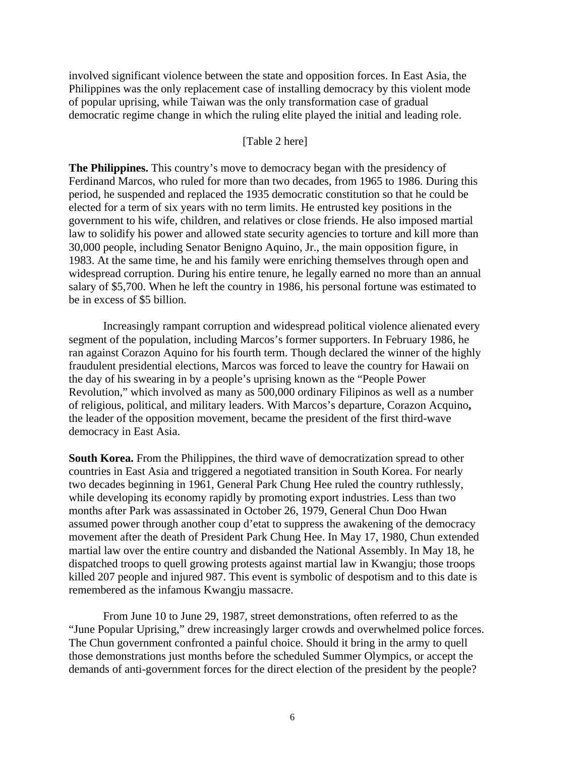involved significant violence between the state and opposition forces. In East Asia, the Philippines was the only replacement case of installing democracy by this violent mode of popular uprising, while Taiwan was the only transformation case of gradual democratic regime change in which the ruling elite played the initial and leading role.

[Table 2 here]

**The Philippines.** This country's move to democracy began with the presidency of Ferdinand Marcos, who ruled for more than two decades, from 1965 to 1986. During this period, he suspended and replaced the 1935 democratic constitution so that he could be elected for a term of six years with no term limits. He entrusted key positions in the government to his wife, children, and relatives or close friends. He also imposed martial law to solidify his power and allowed state security agencies to torture and kill more than 30,000 people, including Senator Benigno Aquino, Jr., the main opposition figure, in 1983. At the same time, he and his family were enriching themselves through open and widespread corruption. During his entire tenure, he legally earned no more than an annual salary of $5,700. When he left the country in 1986, his personal fortune was estimated to be in excess of $5 billion.

Increasingly rampant corruption and widespread political violence alienated every segment of the population, including Marcos's former supporters. In February 1986, he ran against Corazon Aquino for his fourth term. Though declared the winner of the highly fraudulent presidential elections, Marcos was forced to leave the country for Hawaii on the day of his swearing in by a people's uprising known as the "People Power Revolution," which involved as many as 500,000 ordinary Filipinos as well as a number of religious, political, and military leaders. With Marcos's departure, Corazon Acquino**,** the leader of the opposition movement, became the president of the first third-wave democracy in East Asia.

**South Korea.** From the Philippines, the third wave of democratization spread to other countries in East Asia and triggered a negotiated transition in South Korea. For nearly two decades beginning in 1961, General Park Chung Hee ruled the country ruthlessly, while developing its economy rapidly by promoting export industries. Less than two months after Park was assassinated in October 26, 1979, General Chun Doo Hwan assumed power through another coup d'etat to suppress the awakening of the democracy movement after the death of President Park Chung Hee. In May 17, 1980, Chun extended martial law over the entire country and disbanded the National Assembly. In May 18, he dispatched troops to quell growing protests against martial law in Kwangju; those troops killed 207 people and injured 987. This event is symbolic of despotism and to this date is remembered as the infamous Kwangju massacre.

From June 10 to June 29, 1987, street demonstrations, often referred to as the "June Popular Uprising," drew increasingly larger crowds and overwhelmed police forces. The Chun government confronted a painful choice. Should it bring in the army to quell those demonstrations just months before the scheduled Summer Olympics, or accept the demands of anti-government forces for the direct election of the president by the people?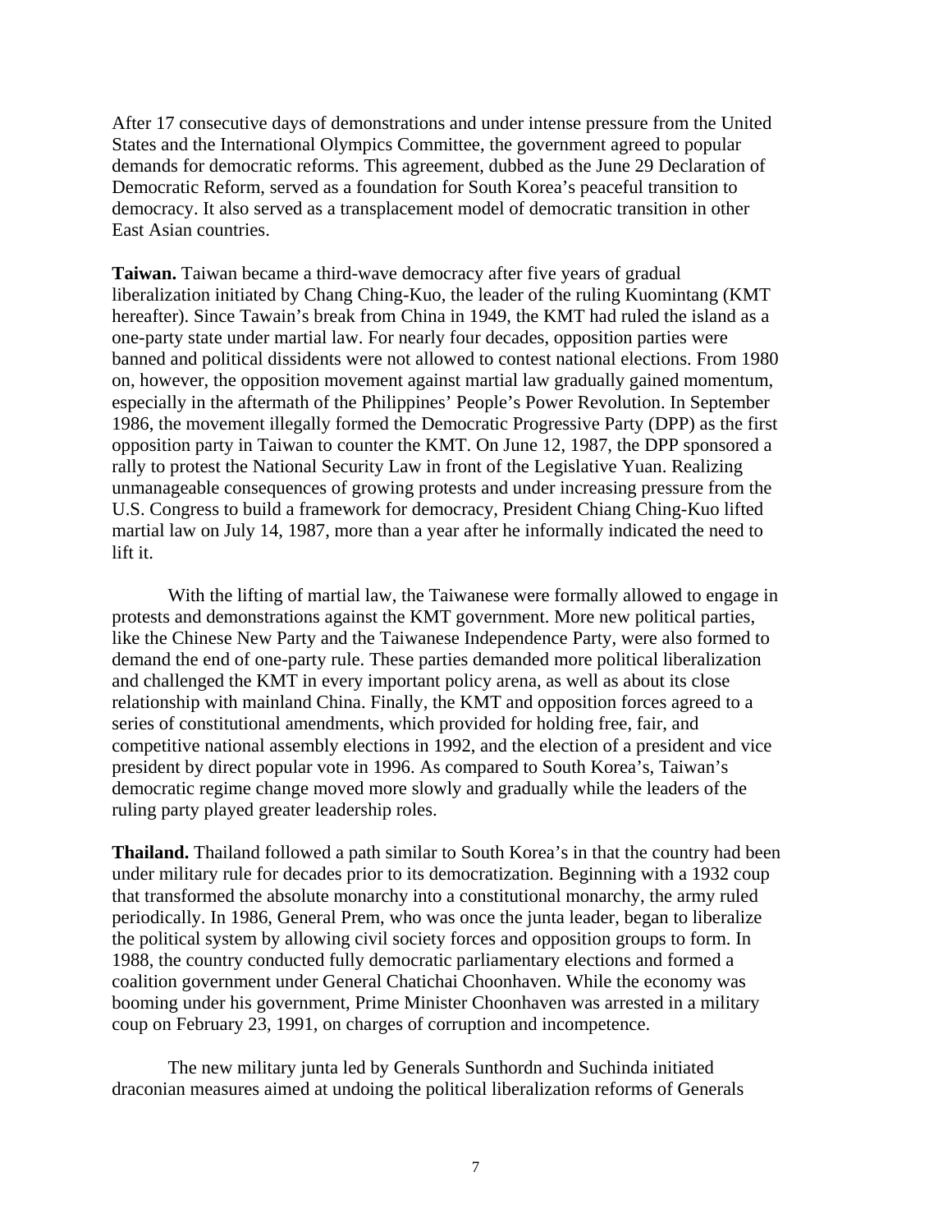After 17 consecutive days of demonstrations and under intense pressure from the United States and the International Olympics Committee, the government agreed to popular demands for democratic reforms. This agreement, dubbed as the June 29 Declaration of Democratic Reform, served as a foundation for South Korea's peaceful transition to democracy. It also served as a transplacement model of democratic transition in other East Asian countries.

**Taiwan.** Taiwan became a third-wave democracy after five years of gradual liberalization initiated by Chang Ching-Kuo, the leader of the ruling Kuomintang (KMT hereafter). Since Tawain's break from China in 1949, the KMT had ruled the island as a one-party state under martial law. For nearly four decades, opposition parties were banned and political dissidents were not allowed to contest national elections. From 1980 on, however, the opposition movement against martial law gradually gained momentum, especially in the aftermath of the Philippines' People's Power Revolution. In September 1986, the movement illegally formed the Democratic Progressive Party (DPP) as the first opposition party in Taiwan to counter the KMT. On June 12, 1987, the DPP sponsored a rally to protest the National Security Law in front of the Legislative Yuan. Realizing unmanageable consequences of growing protests and under increasing pressure from the U.S. Congress to build a framework for democracy, President Chiang Ching-Kuo lifted martial law on July 14, 1987, more than a year after he informally indicated the need to lift it.

With the lifting of martial law, the Taiwanese were formally allowed to engage in protests and demonstrations against the KMT government. More new political parties, like the Chinese New Party and the Taiwanese Independence Party, were also formed to demand the end of one-party rule. These parties demanded more political liberalization and challenged the KMT in every important policy arena, as well as about its close relationship with mainland China. Finally, the KMT and opposition forces agreed to a series of constitutional amendments, which provided for holding free, fair, and competitive national assembly elections in 1992, and the election of a president and vice president by direct popular vote in 1996. As compared to South Korea's, Taiwan's democratic regime change moved more slowly and gradually while the leaders of the ruling party played greater leadership roles.

**Thailand.** Thailand followed a path similar to South Korea's in that the country had been under military rule for decades prior to its democratization. Beginning with a 1932 coup that transformed the absolute monarchy into a constitutional monarchy, the army ruled periodically. In 1986, General Prem, who was once the junta leader, began to liberalize the political system by allowing civil society forces and opposition groups to form. In 1988, the country conducted fully democratic parliamentary elections and formed a coalition government under General Chatichai Choonhaven. While the economy was booming under his government, Prime Minister Choonhaven was arrested in a military coup on February 23, 1991, on charges of corruption and incompetence.

The new military junta led by Generals Sunthordn and Suchinda initiated draconian measures aimed at undoing the political liberalization reforms of Generals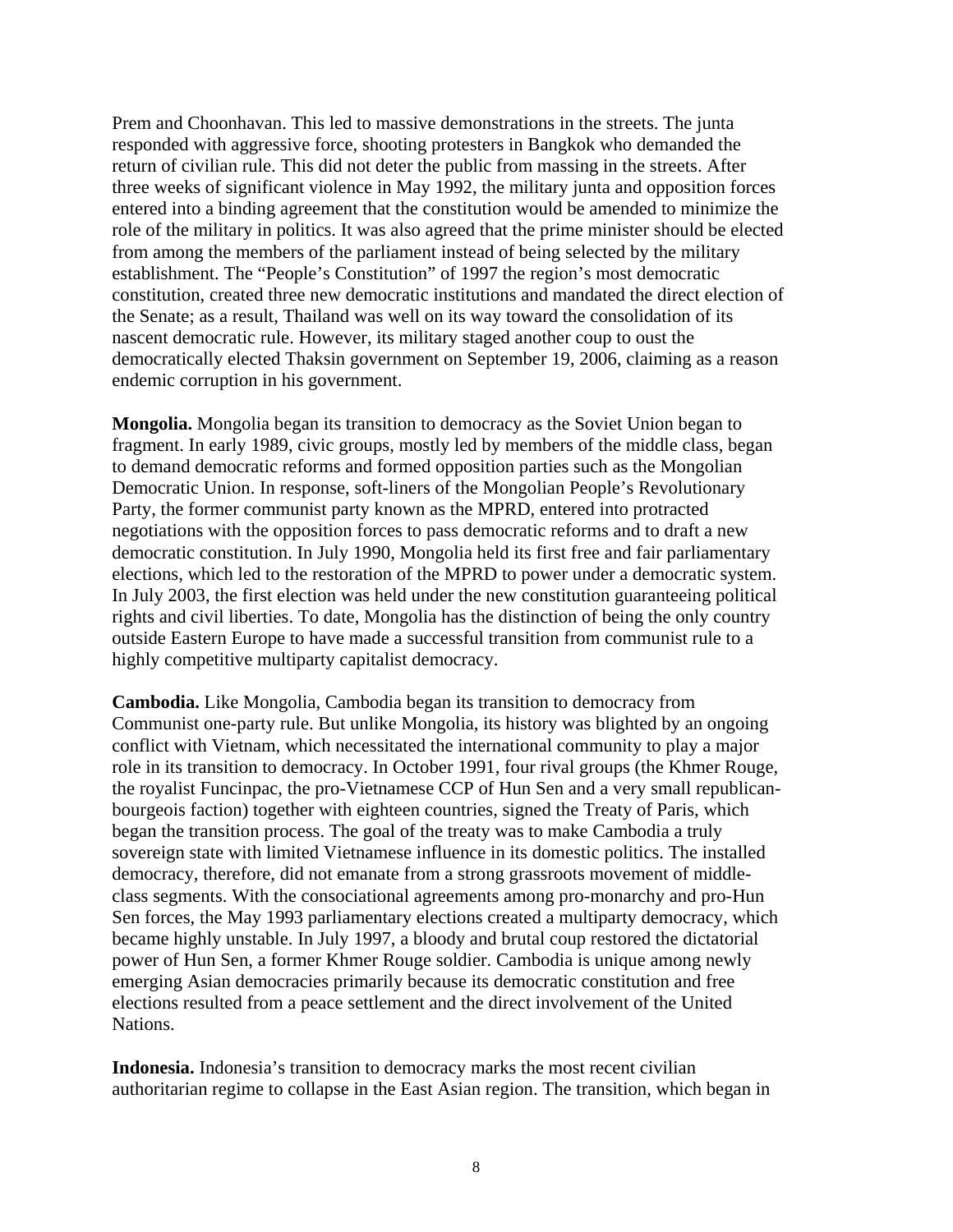Prem and Choonhavan. This led to massive demonstrations in the streets. The junta responded with aggressive force, shooting protesters in Bangkok who demanded the return of civilian rule. This did not deter the public from massing in the streets. After three weeks of significant violence in May 1992, the military junta and opposition forces entered into a binding agreement that the constitution would be amended to minimize the role of the military in politics. It was also agreed that the prime minister should be elected from among the members of the parliament instead of being selected by the military establishment. The "People's Constitution" of 1997 the region's most democratic constitution, created three new democratic institutions and mandated the direct election of the Senate; as a result, Thailand was well on its way toward the consolidation of its nascent democratic rule. However, its military staged another coup to oust the democratically elected Thaksin government on September 19, 2006, claiming as a reason endemic corruption in his government.

**Mongolia.** Mongolia began its transition to democracy as the Soviet Union began to fragment. In early 1989, civic groups, mostly led by members of the middle class, began to demand democratic reforms and formed opposition parties such as the Mongolian Democratic Union. In response, soft-liners of the Mongolian People's Revolutionary Party, the former communist party known as the MPRD, entered into protracted negotiations with the opposition forces to pass democratic reforms and to draft a new democratic constitution. In July 1990, Mongolia held its first free and fair parliamentary elections, which led to the restoration of the MPRD to power under a democratic system. In July 2003, the first election was held under the new constitution guaranteeing political rights and civil liberties. To date, Mongolia has the distinction of being the only country outside Eastern Europe to have made a successful transition from communist rule to a highly competitive multiparty capitalist democracy.

**Cambodia.** Like Mongolia, Cambodia began its transition to democracy from Communist one-party rule. But unlike Mongolia, its history was blighted by an ongoing conflict with Vietnam, which necessitated the international community to play a major role in its transition to democracy. In October 1991, four rival groups (the Khmer Rouge, the royalist Funcinpac, the pro-Vietnamese CCP of Hun Sen and a very small republican-bourgeois faction) together with eighteen countries, signed the Treaty of Paris, which began the transition process. The goal of the treaty was to make Cambodia a truly sovereign state with limited Vietnamese influence in its domestic politics. The installed democracy, therefore, did not emanate from a strong grassroots movement of middle-class segments. With the consociational agreements among pro-monarchy and pro-Hun Sen forces, the May 1993 parliamentary elections created a multiparty democracy, which became highly unstable. In July 1997, a bloody and brutal coup restored the dictatorial power of Hun Sen, a former Khmer Rouge soldier. Cambodia is unique among newly emerging Asian democracies primarily because its democratic constitution and free elections resulted from a peace settlement and the direct involvement of the United Nations.

**Indonesia.** Indonesia's transition to democracy marks the most recent civilian authoritarian regime to collapse in the East Asian region. The transition, which began in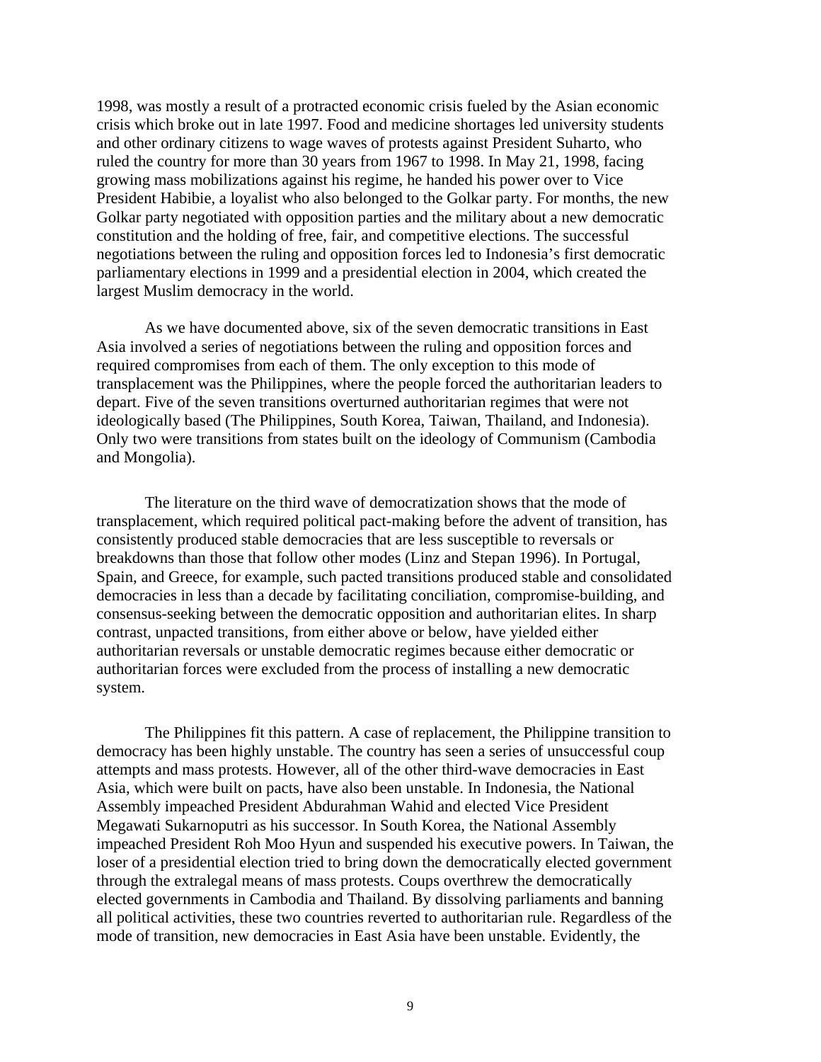1998, was mostly a result of a protracted economic crisis fueled by the Asian economic crisis which broke out in late 1997. Food and medicine shortages led university students and other ordinary citizens to wage waves of protests against President Suharto, who ruled the country for more than 30 years from 1967 to 1998. In May 21, 1998, facing growing mass mobilizations against his regime, he handed his power over to Vice President Habibie, a loyalist who also belonged to the Golkar party. For months, the new Golkar party negotiated with opposition parties and the military about a new democratic constitution and the holding of free, fair, and competitive elections. The successful negotiations between the ruling and opposition forces led to Indonesia's first democratic parliamentary elections in 1999 and a presidential election in 2004, which created the largest Muslim democracy in the world.

As we have documented above, six of the seven democratic transitions in East Asia involved a series of negotiations between the ruling and opposition forces and required compromises from each of them. The only exception to this mode of transplacement was the Philippines, where the people forced the authoritarian leaders to depart. Five of the seven transitions overturned authoritarian regimes that were not ideologically based (The Philippines, South Korea, Taiwan, Thailand, and Indonesia). Only two were transitions from states built on the ideology of Communism (Cambodia and Mongolia).

The literature on the third wave of democratization shows that the mode of transplacement, which required political pact-making before the advent of transition, has consistently produced stable democracies that are less susceptible to reversals or breakdowns than those that follow other modes (Linz and Stepan 1996). In Portugal, Spain, and Greece, for example, such pacted transitions produced stable and consolidated democracies in less than a decade by facilitating conciliation, compromise-building, and consensus-seeking between the democratic opposition and authoritarian elites. In sharp contrast, unpacted transitions, from either above or below, have yielded either authoritarian reversals or unstable democratic regimes because either democratic or authoritarian forces were excluded from the process of installing a new democratic system.

The Philippines fit this pattern. A case of replacement, the Philippine transition to democracy has been highly unstable. The country has seen a series of unsuccessful coup attempts and mass protests. However, all of the other third-wave democracies in East Asia, which were built on pacts, have also been unstable. In Indonesia, the National Assembly impeached President Abdurahman Wahid and elected Vice President Megawati Sukarnoputri as his successor. In South Korea, the National Assembly impeached President Roh Moo Hyun and suspended his executive powers. In Taiwan, the loser of a presidential election tried to bring down the democratically elected government through the extralegal means of mass protests. Coups overthrew the democratically elected governments in Cambodia and Thailand. By dissolving parliaments and banning all political activities, these two countries reverted to authoritarian rule. Regardless of the mode of transition, new democracies in East Asia have been unstable. Evidently, the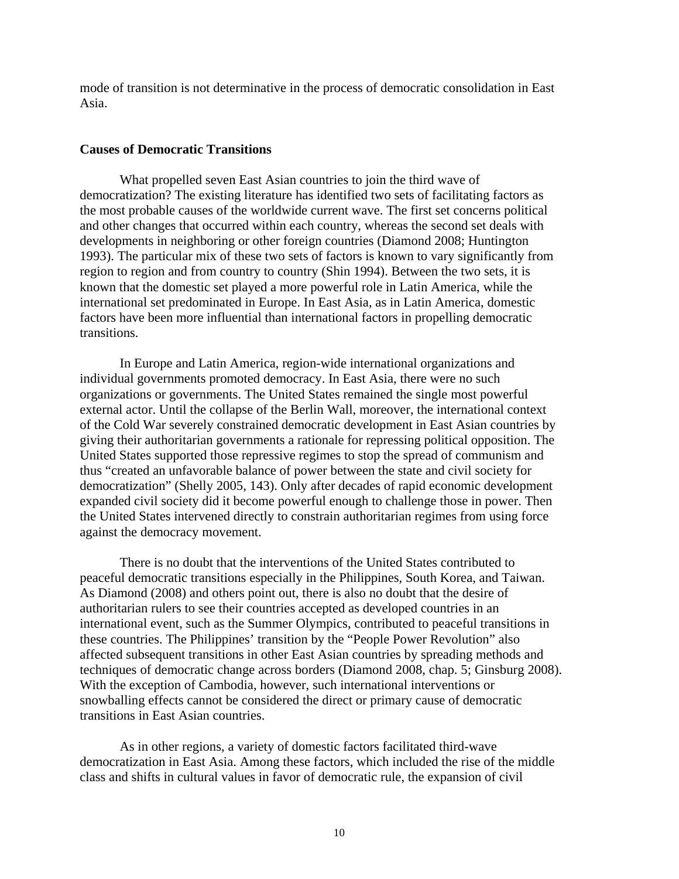mode of transition is not determinative in the process of democratic consolidation in East Asia.

**Causes of Democratic Transitions**

What propelled seven East Asian countries to join the third wave of democratization? The existing literature has identified two sets of facilitating factors as the most probable causes of the worldwide current wave. The first set concerns political and other changes that occurred within each country, whereas the second set deals with developments in neighboring or other foreign countries (Diamond 2008; Huntington 1993). The particular mix of these two sets of factors is known to vary significantly from region to region and from country to country (Shin 1994). Between the two sets, it is known that the domestic set played a more powerful role in Latin America, while the international set predominated in Europe. In East Asia, as in Latin America, domestic factors have been more influential than international factors in propelling democratic transitions.

In Europe and Latin America, region-wide international organizations and individual governments promoted democracy. In East Asia, there were no such organizations or governments. The United States remained the single most powerful external actor. Until the collapse of the Berlin Wall, moreover, the international context of the Cold War severely constrained democratic development in East Asian countries by giving their authoritarian governments a rationale for repressing political opposition. The United States supported those repressive regimes to stop the spread of communism and thus "created an unfavorable balance of power between the state and civil society for democratization" (Shelly 2005, 143). Only after decades of rapid economic development expanded civil society did it become powerful enough to challenge those in power. Then the United States intervened directly to constrain authoritarian regimes from using force against the democracy movement.

There is no doubt that the interventions of the United States contributed to peaceful democratic transitions especially in the Philippines, South Korea, and Taiwan. As Diamond (2008) and others point out, there is also no doubt that the desire of authoritarian rulers to see their countries accepted as developed countries in an international event, such as the Summer Olympics, contributed to peaceful transitions in these countries. The Philippines' transition by the "People Power Revolution" also affected subsequent transitions in other East Asian countries by spreading methods and techniques of democratic change across borders (Diamond 2008, chap. 5; Ginsburg 2008). With the exception of Cambodia, however, such international interventions or snowballing effects cannot be considered the direct or primary cause of democratic transitions in East Asian countries.

As in other regions, a variety of domestic factors facilitated third-wave democratization in East Asia. Among these factors, which included the rise of the middle class and shifts in cultural values in favor of democratic rule, the expansion of civil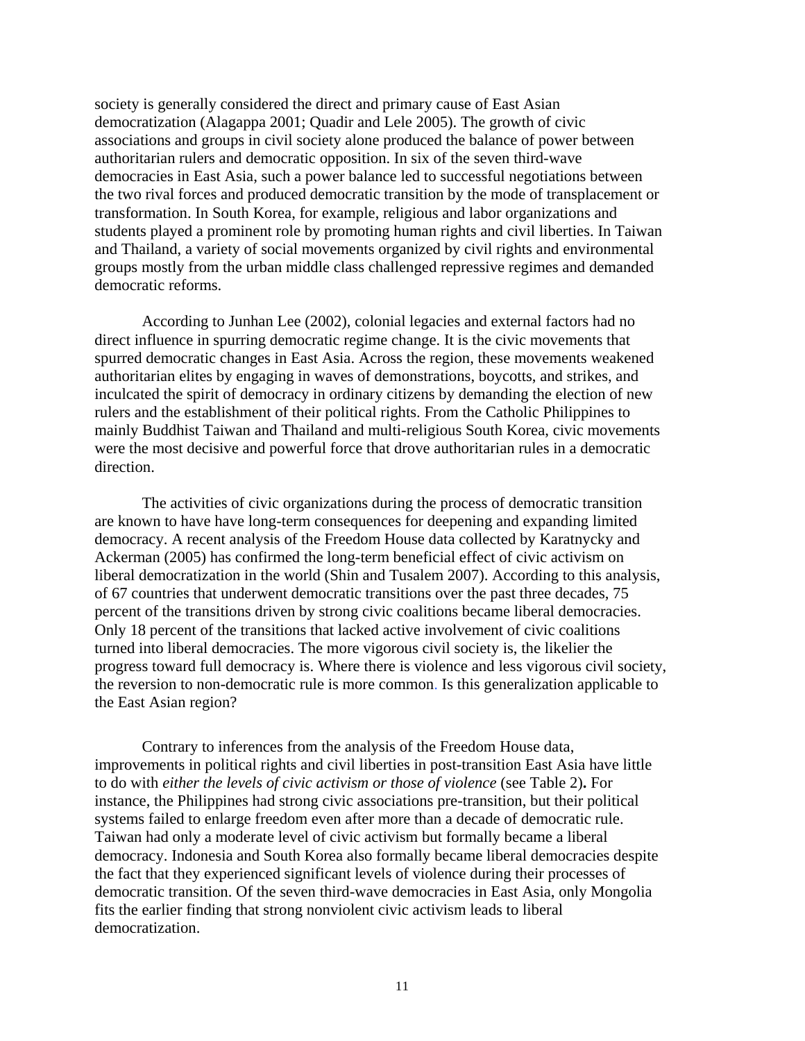society is generally considered the direct and primary cause of East Asian democratization (Alagappa 2001; Quadir and Lele 2005). The growth of civic associations and groups in civil society alone produced the balance of power between authoritarian rulers and democratic opposition. In six of the seven third-wave democracies in East Asia, such a power balance led to successful negotiations between the two rival forces and produced democratic transition by the mode of transplacement or transformation. In South Korea, for example, religious and labor organizations and students played a prominent role by promoting human rights and civil liberties. In Taiwan and Thailand, a variety of social movements organized by civil rights and environmental groups mostly from the urban middle class challenged repressive regimes and demanded democratic reforms.

According to Junhan Lee (2002), colonial legacies and external factors had no direct influence in spurring democratic regime change. It is the civic movements that spurred democratic changes in East Asia. Across the region, these movements weakened authoritarian elites by engaging in waves of demonstrations, boycotts, and strikes, and inculcated the spirit of democracy in ordinary citizens by demanding the election of new rulers and the establishment of their political rights. From the Catholic Philippines to mainly Buddhist Taiwan and Thailand and multi-religious South Korea, civic movements were the most decisive and powerful force that drove authoritarian rules in a democratic direction.

The activities of civic organizations during the process of democratic transition are known to have have long-term consequences for deepening and expanding limited democracy. A recent analysis of the Freedom House data collected by Karatnycky and Ackerman (2005) has confirmed the long-term beneficial effect of civic activism on liberal democratization in the world (Shin and Tusalem 2007). According to this analysis, of 67 countries that underwent democratic transitions over the past three decades, 75 percent of the transitions driven by strong civic coalitions became liberal democracies. Only 18 percent of the transitions that lacked active involvement of civic coalitions turned into liberal democracies. The more vigorous civil society is, the likelier the progress toward full democracy is. Where there is violence and less vigorous civil society, the reversion to non-democratic rule is more common. Is this generalization applicable to the East Asian region?

Contrary to inferences from the analysis of the Freedom House data, improvements in political rights and civil liberties in post-transition East Asia have little to do with *either the levels of civic activism or those of violence* (see Table 2)**.** For instance, the Philippines had strong civic associations pre-transition, but their political systems failed to enlarge freedom even after more than a decade of democratic rule. Taiwan had only a moderate level of civic activism but formally became a liberal democracy. Indonesia and South Korea also formally became liberal democracies despite the fact that they experienced significant levels of violence during their processes of democratic transition. Of the seven third-wave democracies in East Asia, only Mongolia fits the earlier finding that strong nonviolent civic activism leads to liberal democratization.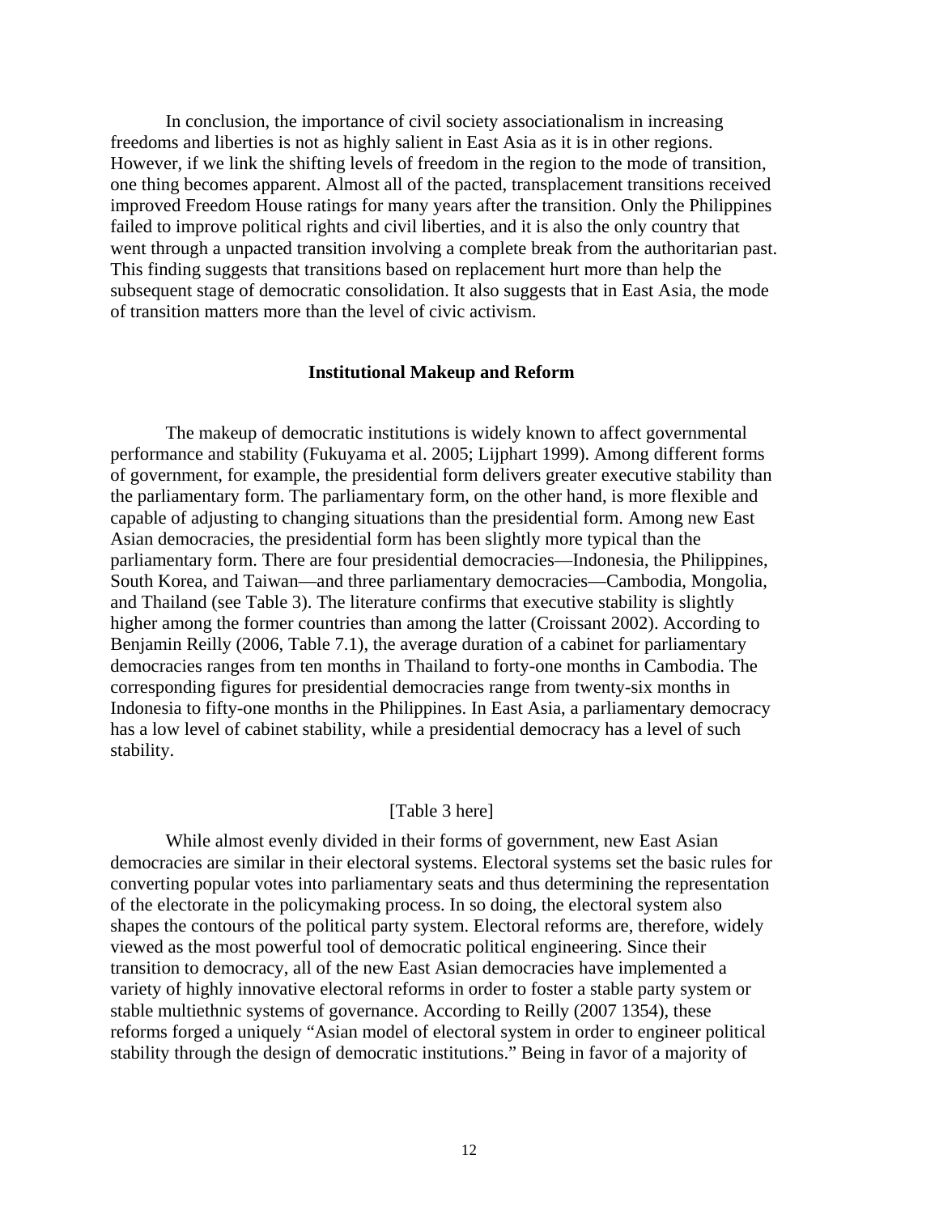In conclusion, the importance of civil society associationalism in increasing freedoms and liberties is not as highly salient in East Asia as it is in other regions. However, if we link the shifting levels of freedom in the region to the mode of transition, one thing becomes apparent. Almost all of the pacted, transplacement transitions received improved Freedom House ratings for many years after the transition. Only the Philippines failed to improve political rights and civil liberties, and it is also the only country that went through a unpacted transition involving a complete break from the authoritarian past. This finding suggests that transitions based on replacement hurt more than help the subsequent stage of democratic consolidation. It also suggests that in East Asia, the mode of transition matters more than the level of civic activism.

## Institutional Makeup and Reform

The makeup of democratic institutions is widely known to affect governmental performance and stability (Fukuyama et al. 2005; Lijphart 1999). Among different forms of government, for example, the presidential form delivers greater executive stability than the parliamentary form. The parliamentary form, on the other hand, is more flexible and capable of adjusting to changing situations than the presidential form. Among new East Asian democracies, the presidential form has been slightly more typical than the parliamentary form. There are four presidential democracies—Indonesia, the Philippines, South Korea, and Taiwan—and three parliamentary democracies—Cambodia, Mongolia, and Thailand (see Table 3). The literature confirms that executive stability is slightly higher among the former countries than among the latter (Croissant 2002). According to Benjamin Reilly (2006, Table 7.1), the average duration of a cabinet for parliamentary democracies ranges from ten months in Thailand to forty-one months in Cambodia. The corresponding figures for presidential democracies range from twenty-six months in Indonesia to fifty-one months in the Philippines. In East Asia, a parliamentary democracy has a low level of cabinet stability, while a presidential democracy has a level of such stability.

[Table 3 here]

While almost evenly divided in their forms of government, new East Asian democracies are similar in their electoral systems. Electoral systems set the basic rules for converting popular votes into parliamentary seats and thus determining the representation of the electorate in the policymaking process. In so doing, the electoral system also shapes the contours of the political party system. Electoral reforms are, therefore, widely viewed as the most powerful tool of democratic political engineering. Since their transition to democracy, all of the new East Asian democracies have implemented a variety of highly innovative electoral reforms in order to foster a stable party system or stable multiethnic systems of governance. According to Reilly (2007 1354), these reforms forged a uniquely "Asian model of electoral system in order to engineer political stability through the design of democratic institutions." Being in favor of a majority of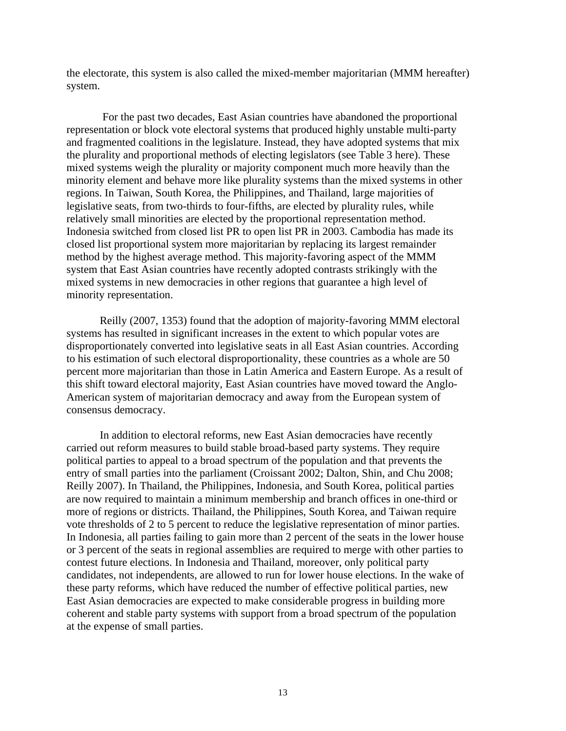the electorate, this system is also called the mixed-member majoritarian (MMM hereafter) system.

For the past two decades, East Asian countries have abandoned the proportional representation or block vote electoral systems that produced highly unstable multi-party and fragmented coalitions in the legislature. Instead, they have adopted systems that mix the plurality and proportional methods of electing legislators (see Table 3 here). These mixed systems weigh the plurality or majority component much more heavily than the minority element and behave more like plurality systems than the mixed systems in other regions. In Taiwan, South Korea, the Philippines, and Thailand, large majorities of legislative seats, from two-thirds to four-fifths, are elected by plurality rules, while relatively small minorities are elected by the proportional representation method. Indonesia switched from closed list PR to open list PR in 2003. Cambodia has made its closed list proportional system more majoritarian by replacing its largest remainder method by the highest average method. This majority-favoring aspect of the MMM system that East Asian countries have recently adopted contrasts strikingly with the mixed systems in new democracies in other regions that guarantee a high level of minority representation.

Reilly (2007, 1353) found that the adoption of majority-favoring MMM electoral systems has resulted in significant increases in the extent to which popular votes are disproportionately converted into legislative seats in all East Asian countries. According to his estimation of such electoral disproportionality, these countries as a whole are 50 percent more majoritarian than those in Latin America and Eastern Europe. As a result of this shift toward electoral majority, East Asian countries have moved toward the Anglo-American system of majoritarian democracy and away from the European system of consensus democracy.

In addition to electoral reforms, new East Asian democracies have recently carried out reform measures to build stable broad-based party systems. They require political parties to appeal to a broad spectrum of the population and that prevents the entry of small parties into the parliament (Croissant 2002; Dalton, Shin, and Chu 2008; Reilly 2007). In Thailand, the Philippines, Indonesia, and South Korea, political parties are now required to maintain a minimum membership and branch offices in one-third or more of regions or districts. Thailand, the Philippines, South Korea, and Taiwan require vote thresholds of 2 to 5 percent to reduce the legislative representation of minor parties. In Indonesia, all parties failing to gain more than 2 percent of the seats in the lower house or 3 percent of the seats in regional assemblies are required to merge with other parties to contest future elections. In Indonesia and Thailand, moreover, only political party candidates, not independents, are allowed to run for lower house elections. In the wake of these party reforms, which have reduced the number of effective political parties, new East Asian democracies are expected to make considerable progress in building more coherent and stable party systems with support from a broad spectrum of the population at the expense of small parties.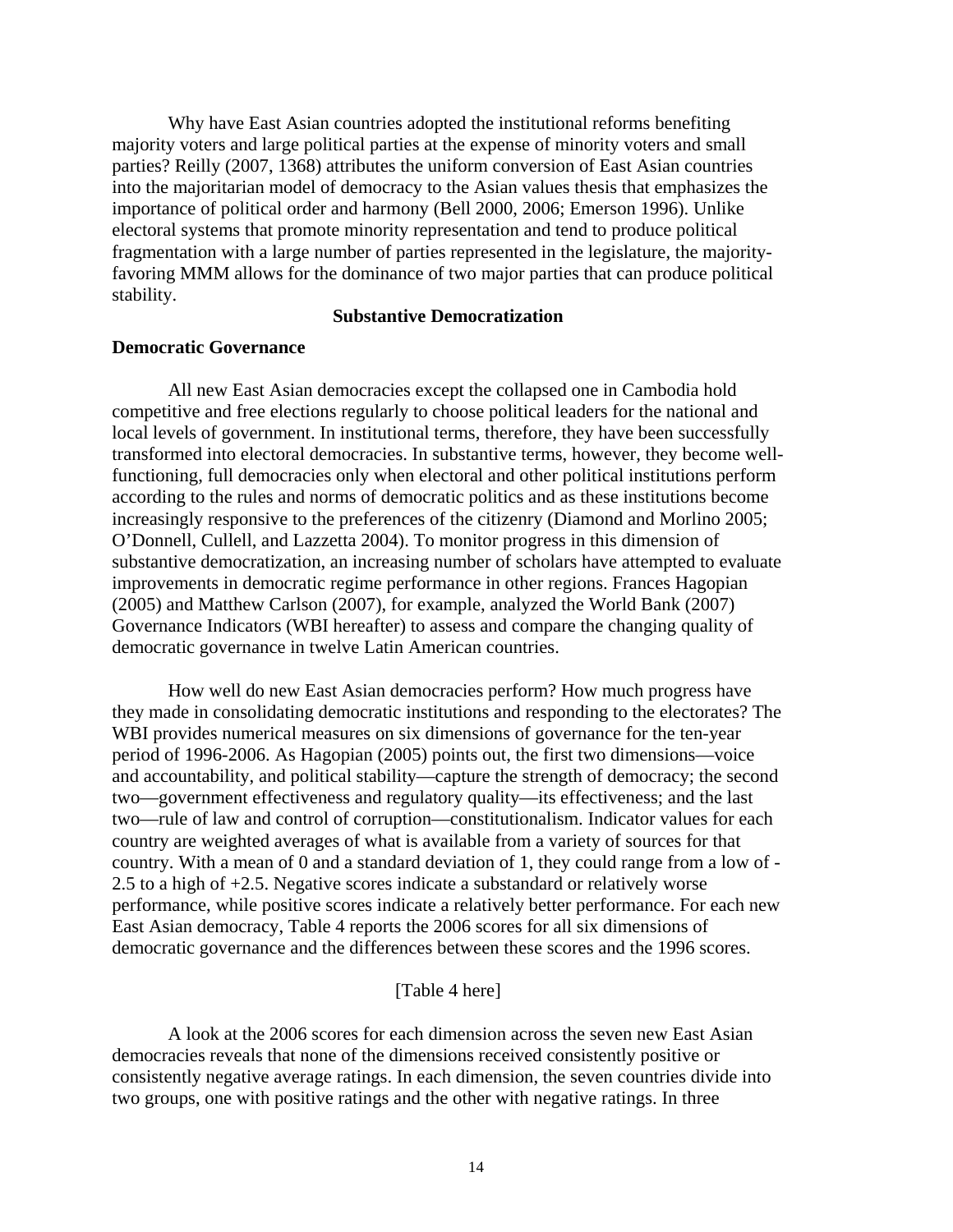Why have East Asian countries adopted the institutional reforms benefiting majority voters and large political parties at the expense of minority voters and small parties? Reilly (2007, 1368) attributes the uniform conversion of East Asian countries into the majoritarian model of democracy to the Asian values thesis that emphasizes the importance of political order and harmony (Bell 2000, 2006; Emerson 1996). Unlike electoral systems that promote minority representation and tend to produce political fragmentation with a large number of parties represented in the legislature, the majority-favoring MMM allows for the dominance of two major parties that can produce political stability.

## Substantive Democratization

### Democratic Governance

All new East Asian democracies except the collapsed one in Cambodia hold competitive and free elections regularly to choose political leaders for the national and local levels of government. In institutional terms, therefore, they have been successfully transformed into electoral democracies. In substantive terms, however, they become well-functioning, full democracies only when electoral and other political institutions perform according to the rules and norms of democratic politics and as these institutions become increasingly responsive to the preferences of the citizenry (Diamond and Morlino 2005; O'Donnell, Cullell, and Lazzetta 2004). To monitor progress in this dimension of substantive democratization, an increasing number of scholars have attempted to evaluate improvements in democratic regime performance in other regions. Frances Hagopian (2005) and Matthew Carlson (2007), for example, analyzed the World Bank (2007) Governance Indicators (WBI hereafter) to assess and compare the changing quality of democratic governance in twelve Latin American countries.

How well do new East Asian democracies perform? How much progress have they made in consolidating democratic institutions and responding to the electorates? The WBI provides numerical measures on six dimensions of governance for the ten-year period of 1996-2006. As Hagopian (2005) points out, the first two dimensions—voice and accountability, and political stability—capture the strength of democracy; the second two—government effectiveness and regulatory quality—its effectiveness; and the last two—rule of law and control of corruption—constitutionalism. Indicator values for each country are weighted averages of what is available from a variety of sources for that country. With a mean of 0 and a standard deviation of 1, they could range from a low of -2.5 to a high of +2.5. Negative scores indicate a substandard or relatively worse performance, while positive scores indicate a relatively better performance. For each new East Asian democracy, Table 4 reports the 2006 scores for all six dimensions of democratic governance and the differences between these scores and the 1996 scores.

[Table 4 here]

A look at the 2006 scores for each dimension across the seven new East Asian democracies reveals that none of the dimensions received consistently positive or consistently negative average ratings. In each dimension, the seven countries divide into two groups, one with positive ratings and the other with negative ratings. In three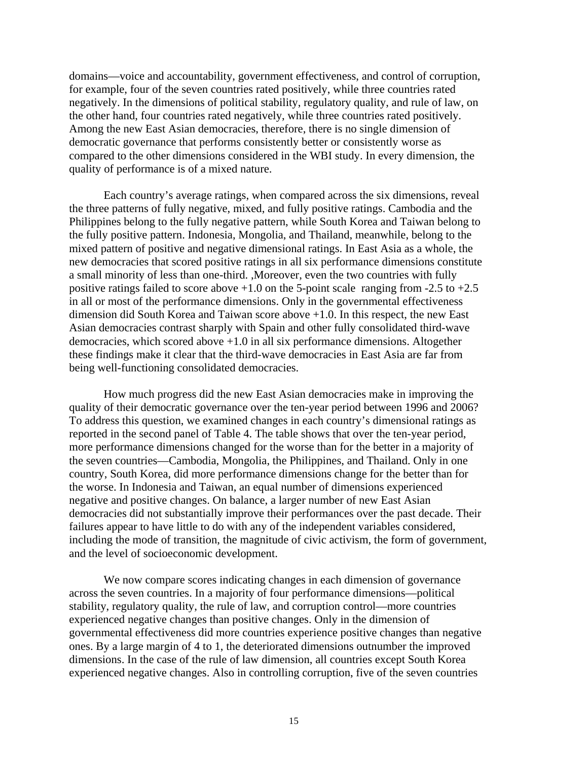domains—voice and accountability, government effectiveness, and control of corruption, for example, four of the seven countries rated positively, while three countries rated negatively. In the dimensions of political stability, regulatory quality, and rule of law, on the other hand, four countries rated negatively, while three countries rated positively. Among the new East Asian democracies, therefore, there is no single dimension of democratic governance that performs consistently better or consistently worse as compared to the other dimensions considered in the WBI study. In every dimension, the quality of performance is of a mixed nature.

Each country's average ratings, when compared across the six dimensions, reveal the three patterns of fully negative, mixed, and fully positive ratings. Cambodia and the Philippines belong to the fully negative pattern, while South Korea and Taiwan belong to the fully positive pattern. Indonesia, Mongolia, and Thailand, meanwhile, belong to the mixed pattern of positive and negative dimensional ratings. In East Asia as a whole, the new democracies that scored positive ratings in all six performance dimensions constitute a small minority of less than one-third. ,Moreover, even the two countries with fully positive ratings failed to score above +1.0 on the 5-point scale ranging from -2.5 to +2.5 in all or most of the performance dimensions. Only in the governmental effectiveness dimension did South Korea and Taiwan score above +1.0. In this respect, the new East Asian democracies contrast sharply with Spain and other fully consolidated third-wave democracies, which scored above +1.0 in all six performance dimensions. Altogether these findings make it clear that the third-wave democracies in East Asia are far from being well-functioning consolidated democracies.

How much progress did the new East Asian democracies make in improving the quality of their democratic governance over the ten-year period between 1996 and 2006? To address this question, we examined changes in each country's dimensional ratings as reported in the second panel of Table 4. The table shows that over the ten-year period, more performance dimensions changed for the worse than for the better in a majority of the seven countries—Cambodia, Mongolia, the Philippines, and Thailand. Only in one country, South Korea, did more performance dimensions change for the better than for the worse. In Indonesia and Taiwan, an equal number of dimensions experienced negative and positive changes. On balance, a larger number of new East Asian democracies did not substantially improve their performances over the past decade. Their failures appear to have little to do with any of the independent variables considered, including the mode of transition, the magnitude of civic activism, the form of government, and the level of socioeconomic development.

We now compare scores indicating changes in each dimension of governance across the seven countries. In a majority of four performance dimensions—political stability, regulatory quality, the rule of law, and corruption control—more countries experienced negative changes than positive changes. Only in the dimension of governmental effectiveness did more countries experience positive changes than negative ones. By a large margin of 4 to 1, the deteriorated dimensions outnumber the improved dimensions. In the case of the rule of law dimension, all countries except South Korea experienced negative changes. Also in controlling corruption, five of the seven countries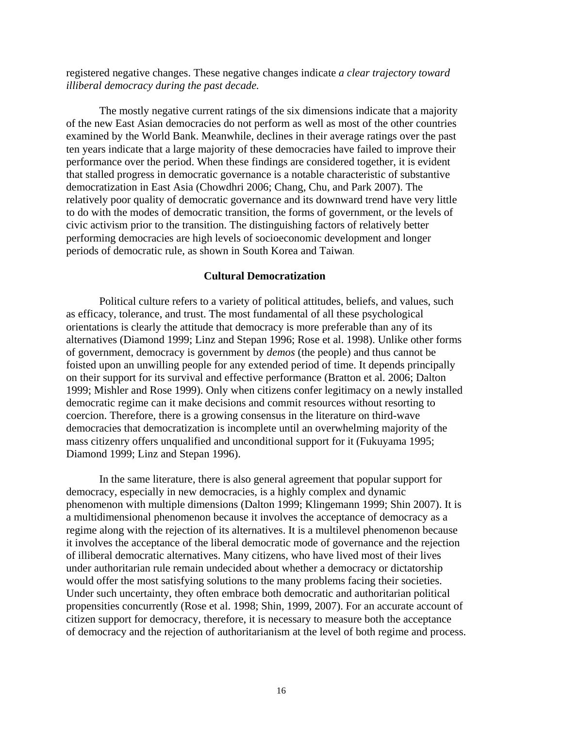registered negative changes. These negative changes indicate *a clear trajectory toward illiberal democracy during the past decade.*

The mostly negative current ratings of the six dimensions indicate that a majority of the new East Asian democracies do not perform as well as most of the other countries examined by the World Bank. Meanwhile, declines in their average ratings over the past ten years indicate that a large majority of these democracies have failed to improve their performance over the period. When these findings are considered together, it is evident that stalled progress in democratic governance is a notable characteristic of substantive democratization in East Asia (Chowdhri 2006; Chang, Chu, and Park 2007). The relatively poor quality of democratic governance and its downward trend have very little to do with the modes of democratic transition, the forms of government, or the levels of civic activism prior to the transition. The distinguishing factors of relatively better performing democracies are high levels of socioeconomic development and longer periods of democratic rule, as shown in South Korea and Taiwan.

## Cultural Democratization

Political culture refers to a variety of political attitudes, beliefs, and values, such as efficacy, tolerance, and trust. The most fundamental of all these psychological orientations is clearly the attitude that democracy is more preferable than any of its alternatives (Diamond 1999; Linz and Stepan 1996; Rose et al. 1998). Unlike other forms of government, democracy is government by *demos* (the people) and thus cannot be foisted upon an unwilling people for any extended period of time. It depends principally on their support for its survival and effective performance (Bratton et al. 2006; Dalton 1999; Mishler and Rose 1999). Only when citizens confer legitimacy on a newly installed democratic regime can it make decisions and commit resources without resorting to coercion. Therefore, there is a growing consensus in the literature on third-wave democracies that democratization is incomplete until an overwhelming majority of the mass citizenry offers unqualified and unconditional support for it (Fukuyama 1995; Diamond 1999; Linz and Stepan 1996).

In the same literature, there is also general agreement that popular support for democracy, especially in new democracies, is a highly complex and dynamic phenomenon with multiple dimensions (Dalton 1999; Klingemann 1999; Shin 2007). It is a multidimensional phenomenon because it involves the acceptance of democracy as a regime along with the rejection of its alternatives. It is a multilevel phenomenon because it involves the acceptance of the liberal democratic mode of governance and the rejection of illiberal democratic alternatives. Many citizens, who have lived most of their lives under authoritarian rule remain undecided about whether a democracy or dictatorship would offer the most satisfying solutions to the many problems facing their societies. Under such uncertainty, they often embrace both democratic and authoritarian political propensities concurrently (Rose et al. 1998; Shin, 1999, 2007). For an accurate account of citizen support for democracy, therefore, it is necessary to measure both the acceptance of democracy and the rejection of authoritarianism at the level of both regime and process.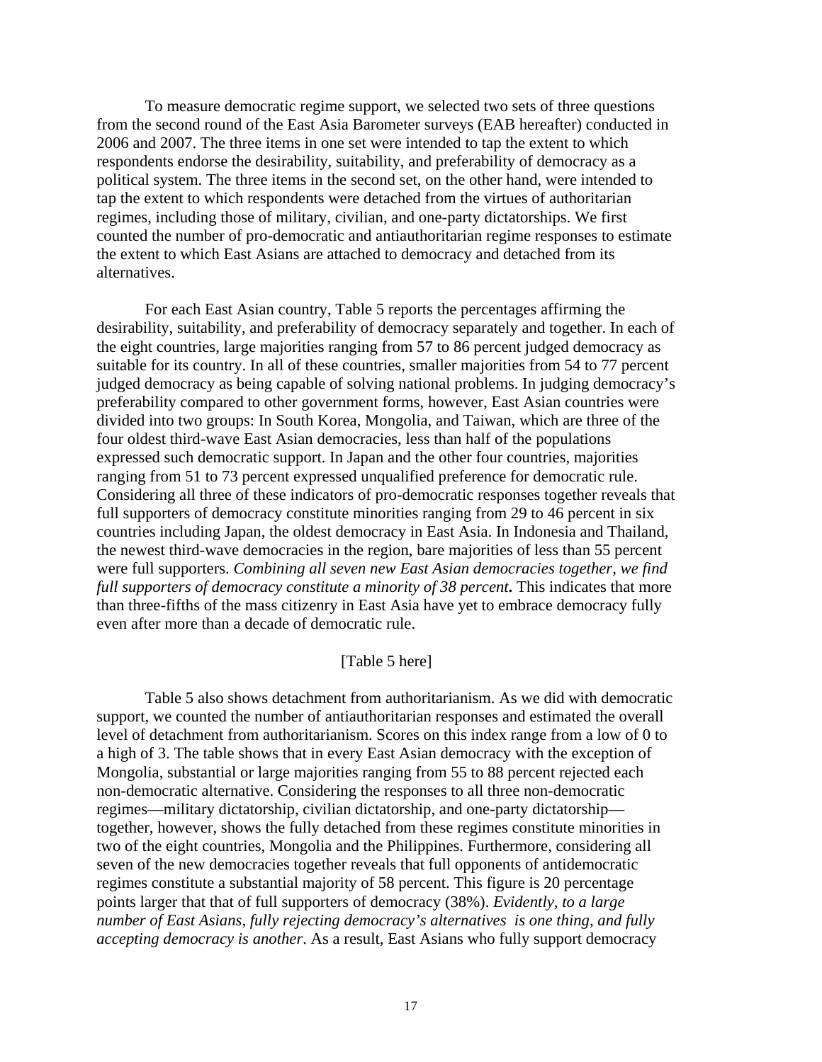To measure democratic regime support, we selected two sets of three questions from the second round of the East Asia Barometer surveys (EAB hereafter) conducted in 2006 and 2007. The three items in one set were intended to tap the extent to which respondents endorse the desirability, suitability, and preferability of democracy as a political system. The three items in the second set, on the other hand, were intended to tap the extent to which respondents were detached from the virtues of authoritarian regimes, including those of military, civilian, and one-party dictatorships. We first counted the number of pro-democratic and antiauthoritarian regime responses to estimate the extent to which East Asians are attached to democracy and detached from its alternatives.

For each East Asian country, Table 5 reports the percentages affirming the desirability, suitability, and preferability of democracy separately and together. In each of the eight countries, large majorities ranging from 57 to 86 percent judged democracy as suitable for its country. In all of these countries, smaller majorities from 54 to 77 percent judged democracy as being capable of solving national problems. In judging democracy's preferability compared to other government forms, however, East Asian countries were divided into two groups: In South Korea, Mongolia, and Taiwan, which are three of the four oldest third-wave East Asian democracies, less than half of the populations expressed such democratic support. In Japan and the other four countries, majorities ranging from 51 to 73 percent expressed unqualified preference for democratic rule. Considering all three of these indicators of pro-democratic responses together reveals that full supporters of democracy constitute minorities ranging from 29 to 46 percent in six countries including Japan, the oldest democracy in East Asia. In Indonesia and Thailand, the newest third-wave democracies in the region, bare majorities of less than 55 percent were full supporters. *Combining all seven new East Asian democracies together, we find full supporters of democracy constitute a minority of 38 percent***.** This indicates that more than three-fifths of the mass citizenry in East Asia have yet to embrace democracy fully even after more than a decade of democratic rule.

[Table 5 here]

Table 5 also shows detachment from authoritarianism. As we did with democratic support, we counted the number of antiauthoritarian responses and estimated the overall level of detachment from authoritarianism. Scores on this index range from a low of 0 to a high of 3. The table shows that in every East Asian democracy with the exception of Mongolia, substantial or large majorities ranging from 55 to 88 percent rejected each non-democratic alternative. Considering the responses to all three non-democratic regimes—military dictatorship, civilian dictatorship, and one-party dictatorship—together, however, shows the fully detached from these regimes constitute minorities in two of the eight countries, Mongolia and the Philippines. Furthermore, considering all seven of the new democracies together reveals that full opponents of antidemocratic regimes constitute a substantial majority of 58 percent. This figure is 20 percentage points larger that that of full supporters of democracy (38%). *Evidently, to a large number of East Asians, fully rejecting democracy's alternatives is one thing, and fully accepting democracy is another*. As a result, East Asians who fully support democracy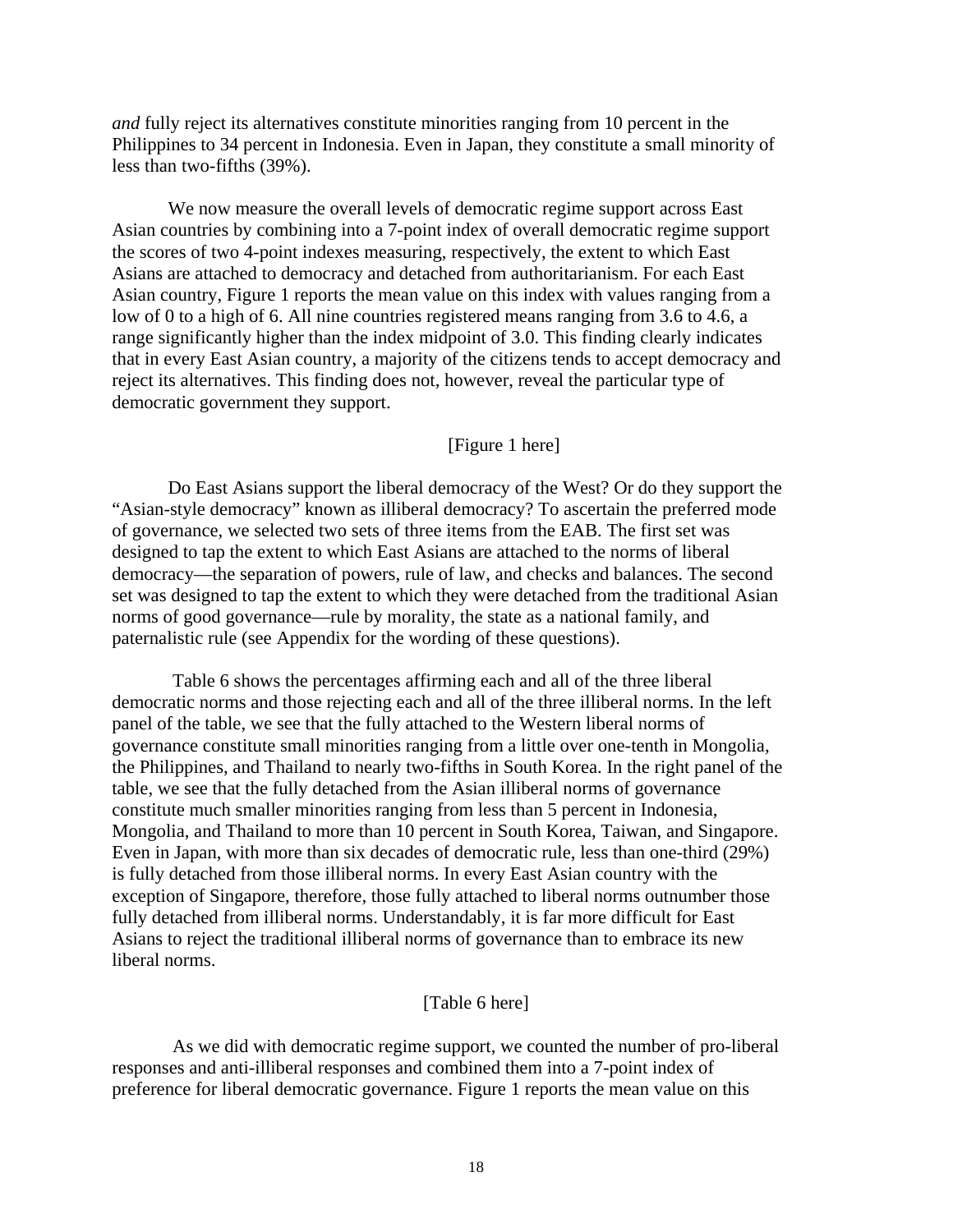*and* fully reject its alternatives constitute minorities ranging from 10 percent in the Philippines to 34 percent in Indonesia. Even in Japan, they constitute a small minority of less than two-fifths (39%).

We now measure the overall levels of democratic regime support across East Asian countries by combining into a 7-point index of overall democratic regime support the scores of two 4-point indexes measuring, respectively, the extent to which East Asians are attached to democracy and detached from authoritarianism. For each East Asian country, Figure 1 reports the mean value on this index with values ranging from a low of 0 to a high of 6. All nine countries registered means ranging from 3.6 to 4.6, a range significantly higher than the index midpoint of 3.0. This finding clearly indicates that in every East Asian country, a majority of the citizens tends to accept democracy and reject its alternatives. This finding does not, however, reveal the particular type of democratic government they support.

[Figure 1 here]

Do East Asians support the liberal democracy of the West? Or do they support the "Asian-style democracy" known as illiberal democracy? To ascertain the preferred mode of governance, we selected two sets of three items from the EAB. The first set was designed to tap the extent to which East Asians are attached to the norms of liberal democracy—the separation of powers, rule of law, and checks and balances. The second set was designed to tap the extent to which they were detached from the traditional Asian norms of good governance—rule by morality, the state as a national family, and paternalistic rule (see Appendix for the wording of these questions).

Table 6 shows the percentages affirming each and all of the three liberal democratic norms and those rejecting each and all of the three illiberal norms. In the left panel of the table, we see that the fully attached to the Western liberal norms of governance constitute small minorities ranging from a little over one-tenth in Mongolia, the Philippines, and Thailand to nearly two-fifths in South Korea. In the right panel of the table, we see that the fully detached from the Asian illiberal norms of governance constitute much smaller minorities ranging from less than 5 percent in Indonesia, Mongolia, and Thailand to more than 10 percent in South Korea, Taiwan, and Singapore. Even in Japan, with more than six decades of democratic rule, less than one-third (29%) is fully detached from those illiberal norms. In every East Asian country with the exception of Singapore, therefore, those fully attached to liberal norms outnumber those fully detached from illiberal norms. Understandably, it is far more difficult for East Asians to reject the traditional illiberal norms of governance than to embrace its new liberal norms.

[Table 6 here]

As we did with democratic regime support, we counted the number of pro-liberal responses and anti-illiberal responses and combined them into a 7-point index of preference for liberal democratic governance. Figure 1 reports the mean value on this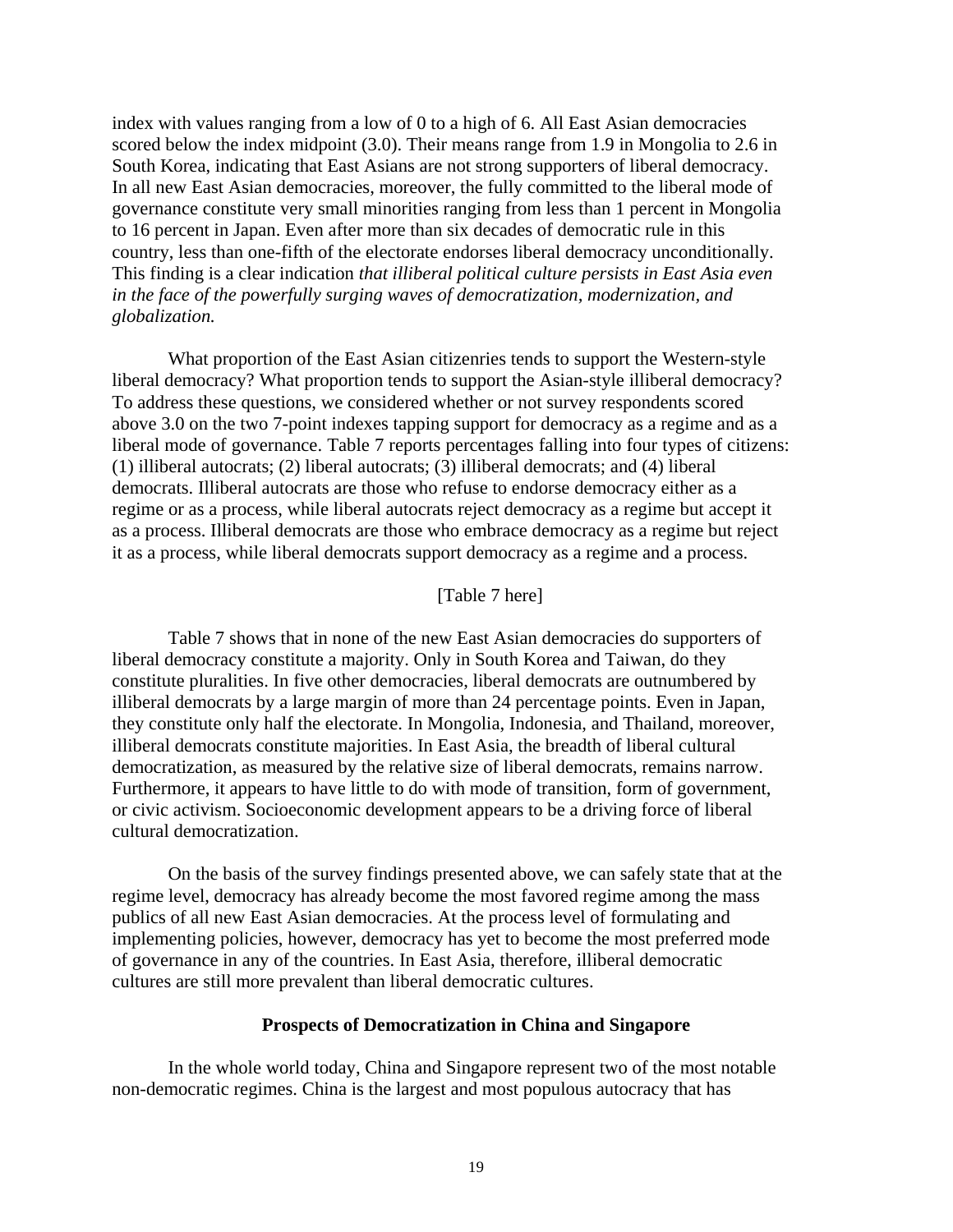index with values ranging from a low of 0 to a high of 6. All East Asian democracies scored below the index midpoint (3.0). Their means range from 1.9 in Mongolia to 2.6 in South Korea, indicating that East Asians are not strong supporters of liberal democracy. In all new East Asian democracies, moreover, the fully committed to the liberal mode of governance constitute very small minorities ranging from less than 1 percent in Mongolia to 16 percent in Japan. Even after more than six decades of democratic rule in this country, less than one-fifth of the electorate endorses liberal democracy unconditionally. This finding is a clear indication *that illiberal political culture persists in East Asia even in the face of the powerfully surging waves of democratization, modernization, and globalization.*

What proportion of the East Asian citizenries tends to support the Western-style liberal democracy? What proportion tends to support the Asian-style illiberal democracy? To address these questions, we considered whether or not survey respondents scored above 3.0 on the two 7-point indexes tapping support for democracy as a regime and as a liberal mode of governance. Table 7 reports percentages falling into four types of citizens: (1) illiberal autocrats; (2) liberal autocrats; (3) illiberal democrats; and (4) liberal democrats. Illiberal autocrats are those who refuse to endorse democracy either as a regime or as a process, while liberal autocrats reject democracy as a regime but accept it as a process. Illiberal democrats are those who embrace democracy as a regime but reject it as a process, while liberal democrats support democracy as a regime and a process.

[Table 7 here]

Table 7 shows that in none of the new East Asian democracies do supporters of liberal democracy constitute a majority. Only in South Korea and Taiwan, do they constitute pluralities. In five other democracies, liberal democrats are outnumbered by illiberal democrats by a large margin of more than 24 percentage points. Even in Japan, they constitute only half the electorate. In Mongolia, Indonesia, and Thailand, moreover, illiberal democrats constitute majorities. In East Asia, the breadth of liberal cultural democratization, as measured by the relative size of liberal democrats, remains narrow. Furthermore, it appears to have little to do with mode of transition, form of government, or civic activism. Socioeconomic development appears to be a driving force of liberal cultural democratization.

On the basis of the survey findings presented above, we can safely state that at the regime level, democracy has already become the most favored regime among the mass publics of all new East Asian democracies. At the process level of formulating and implementing policies, however, democracy has yet to become the most preferred mode of governance in any of the countries. In East Asia, therefore, illiberal democratic cultures are still more prevalent than liberal democratic cultures.

## Prospects of Democratization in China and Singapore

In the whole world today, China and Singapore represent two of the most notable non-democratic regimes. China is the largest and most populous autocracy that has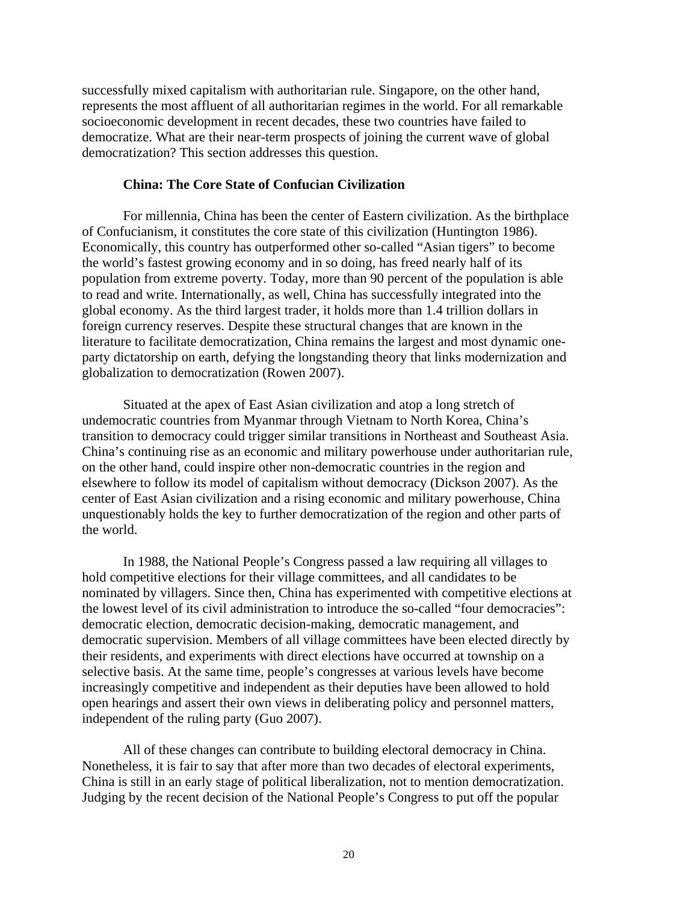successfully mixed capitalism with authoritarian rule. Singapore, on the other hand, represents the most affluent of all authoritarian regimes in the world. For all remarkable socioeconomic development in recent decades, these two countries have failed to democratize. What are their near-term prospects of joining the current wave of global democratization? This section addresses this question.

**China: The Core State of Confucian Civilization**

For millennia, China has been the center of Eastern civilization. As the birthplace of Confucianism, it constitutes the core state of this civilization (Huntington 1986). Economically, this country has outperformed other so-called "Asian tigers" to become the world's fastest growing economy and in so doing, has freed nearly half of its population from extreme poverty. Today, more than 90 percent of the population is able to read and write. Internationally, as well, China has successfully integrated into the global economy. As the third largest trader, it holds more than 1.4 trillion dollars in foreign currency reserves. Despite these structural changes that are known in the literature to facilitate democratization, China remains the largest and most dynamic one-party dictatorship on earth, defying the longstanding theory that links modernization and globalization to democratization (Rowen 2007).

Situated at the apex of East Asian civilization and atop a long stretch of undemocratic countries from Myanmar through Vietnam to North Korea, China's transition to democracy could trigger similar transitions in Northeast and Southeast Asia. China's continuing rise as an economic and military powerhouse under authoritarian rule, on the other hand, could inspire other non-democratic countries in the region and elsewhere to follow its model of capitalism without democracy (Dickson 2007). As the center of East Asian civilization and a rising economic and military powerhouse, China unquestionably holds the key to further democratization of the region and other parts of the world.

In 1988, the National People's Congress passed a law requiring all villages to hold competitive elections for their village committees, and all candidates to be nominated by villagers. Since then, China has experimented with competitive elections at the lowest level of its civil administration to introduce the so-called "four democracies": democratic election, democratic decision-making, democratic management, and democratic supervision. Members of all village committees have been elected directly by their residents, and experiments with direct elections have occurred at township on a selective basis. At the same time, people's congresses at various levels have become increasingly competitive and independent as their deputies have been allowed to hold open hearings and assert their own views in deliberating policy and personnel matters, independent of the ruling party (Guo 2007).

All of these changes can contribute to building electoral democracy in China. Nonetheless, it is fair to say that after more than two decades of electoral experiments, China is still in an early stage of political liberalization, not to mention democratization. Judging by the recent decision of the National People's Congress to put off the popular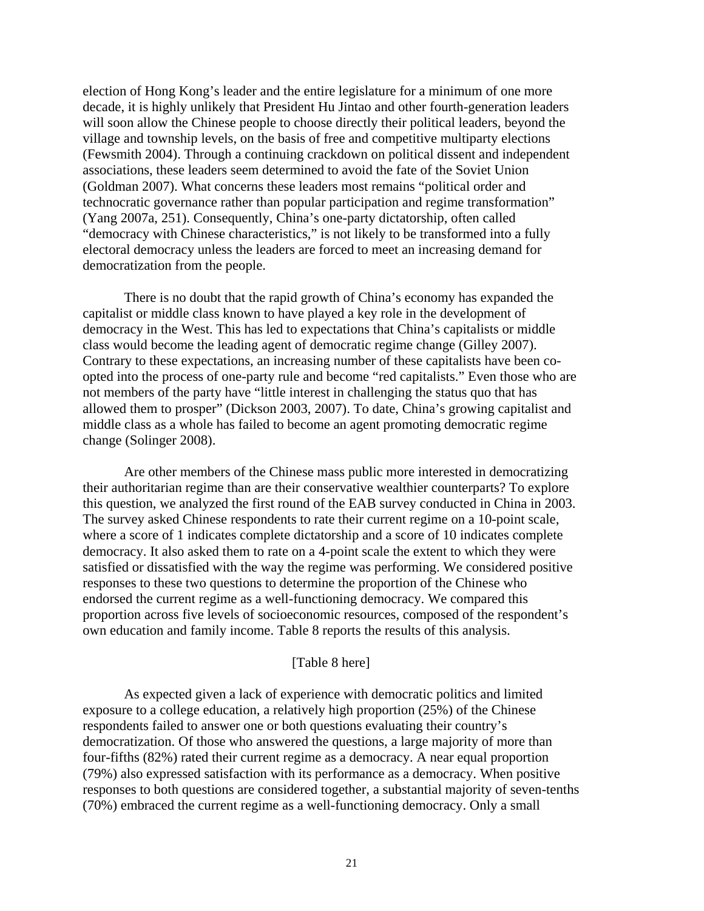election of Hong Kong's leader and the entire legislature for a minimum of one more decade, it is highly unlikely that President Hu Jintao and other fourth-generation leaders will soon allow the Chinese people to choose directly their political leaders, beyond the village and township levels, on the basis of free and competitive multiparty elections (Fewsmith 2004). Through a continuing crackdown on political dissent and independent associations, these leaders seem determined to avoid the fate of the Soviet Union (Goldman 2007). What concerns these leaders most remains "political order and technocratic governance rather than popular participation and regime transformation" (Yang 2007a, 251). Consequently, China's one-party dictatorship, often called "democracy with Chinese characteristics," is not likely to be transformed into a fully electoral democracy unless the leaders are forced to meet an increasing demand for democratization from the people.

There is no doubt that the rapid growth of China's economy has expanded the capitalist or middle class known to have played a key role in the development of democracy in the West. This has led to expectations that China's capitalists or middle class would become the leading agent of democratic regime change (Gilley 2007). Contrary to these expectations, an increasing number of these capitalists have been co-opted into the process of one-party rule and become "red capitalists." Even those who are not members of the party have "little interest in challenging the status quo that has allowed them to prosper" (Dickson 2003, 2007). To date, China's growing capitalist and middle class as a whole has failed to become an agent promoting democratic regime change (Solinger 2008).

Are other members of the Chinese mass public more interested in democratizing their authoritarian regime than are their conservative wealthier counterparts? To explore this question, we analyzed the first round of the EAB survey conducted in China in 2003. The survey asked Chinese respondents to rate their current regime on a 10-point scale, where a score of 1 indicates complete dictatorship and a score of 10 indicates complete democracy. It also asked them to rate on a 4-point scale the extent to which they were satisfied or dissatisfied with the way the regime was performing. We considered positive responses to these two questions to determine the proportion of the Chinese who endorsed the current regime as a well-functioning democracy. We compared this proportion across five levels of socioeconomic resources, composed of the respondent's own education and family income. Table 8 reports the results of this analysis.

[Table 8 here]

As expected given a lack of experience with democratic politics and limited exposure to a college education, a relatively high proportion (25%) of the Chinese respondents failed to answer one or both questions evaluating their country's democratization. Of those who answered the questions, a large majority of more than four-fifths (82%) rated their current regime as a democracy. A near equal proportion (79%) also expressed satisfaction with its performance as a democracy. When positive responses to both questions are considered together, a substantial majority of seven-tenths (70%) embraced the current regime as a well-functioning democracy. Only a small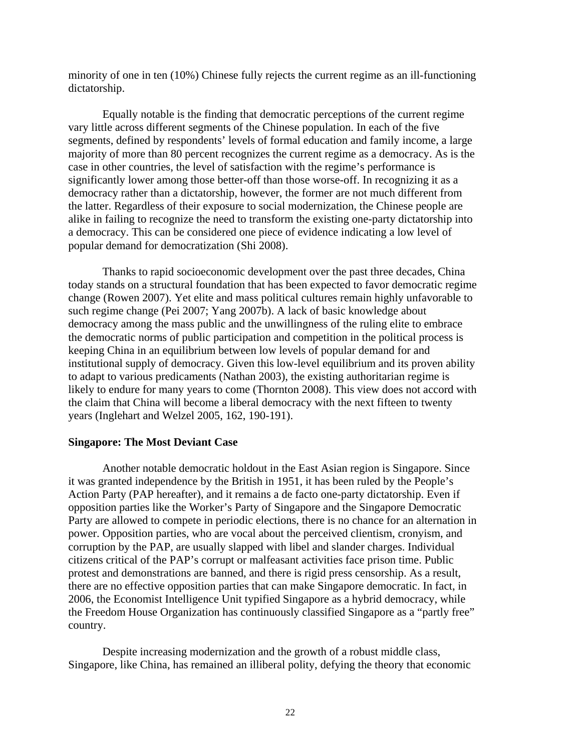minority of one in ten (10%) Chinese fully rejects the current regime as an ill-functioning dictatorship.

Equally notable is the finding that democratic perceptions of the current regime vary little across different segments of the Chinese population. In each of the five segments, defined by respondents' levels of formal education and family income, a large majority of more than 80 percent recognizes the current regime as a democracy. As is the case in other countries, the level of satisfaction with the regime's performance is significantly lower among those better-off than those worse-off. In recognizing it as a democracy rather than a dictatorship, however, the former are not much different from the latter. Regardless of their exposure to social modernization, the Chinese people are alike in failing to recognize the need to transform the existing one-party dictatorship into a democracy. This can be considered one piece of evidence indicating a low level of popular demand for democratization (Shi 2008).

Thanks to rapid socioeconomic development over the past three decades, China today stands on a structural foundation that has been expected to favor democratic regime change (Rowen 2007). Yet elite and mass political cultures remain highly unfavorable to such regime change (Pei 2007; Yang 2007b). A lack of basic knowledge about democracy among the mass public and the unwillingness of the ruling elite to embrace the democratic norms of public participation and competition in the political process is keeping China in an equilibrium between low levels of popular demand for and institutional supply of democracy. Given this low-level equilibrium and its proven ability to adapt to various predicaments (Nathan 2003), the existing authoritarian regime is likely to endure for many years to come (Thornton 2008). This view does not accord with the claim that China will become a liberal democracy with the next fifteen to twenty years (Inglehart and Welzel 2005, 162, 190-191).

**Singapore: The Most Deviant Case**

Another notable democratic holdout in the East Asian region is Singapore. Since it was granted independence by the British in 1951, it has been ruled by the People's Action Party (PAP hereafter), and it remains a de facto one-party dictatorship. Even if opposition parties like the Worker's Party of Singapore and the Singapore Democratic Party are allowed to compete in periodic elections, there is no chance for an alternation in power. Opposition parties, who are vocal about the perceived clientism, cronyism, and corruption by the PAP, are usually slapped with libel and slander charges. Individual citizens critical of the PAP's corrupt or malfeasant activities face prison time. Public protest and demonstrations are banned, and there is rigid press censorship. As a result, there are no effective opposition parties that can make Singapore democratic. In fact, in 2006, the Economist Intelligence Unit typified Singapore as a hybrid democracy, while the Freedom House Organization has continuously classified Singapore as a "partly free" country.

Despite increasing modernization and the growth of a robust middle class, Singapore, like China, has remained an illiberal polity, defying the theory that economic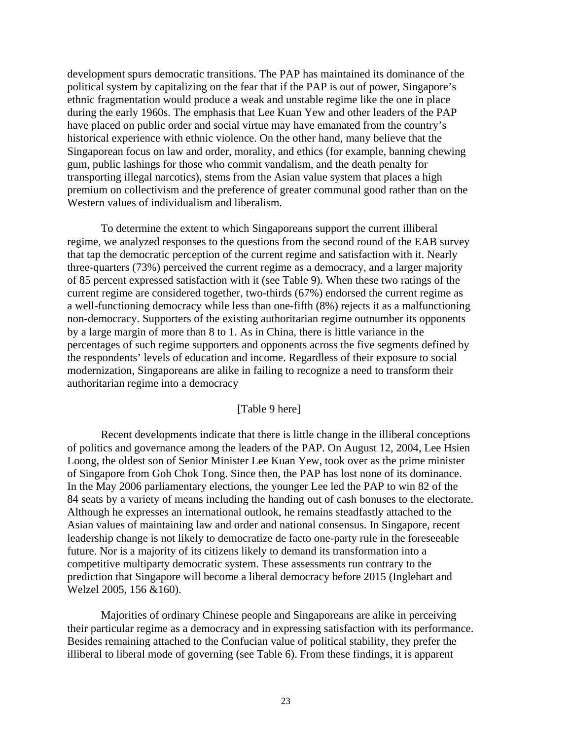development spurs democratic transitions. The PAP has maintained its dominance of the political system by capitalizing on the fear that if the PAP is out of power, Singapore's ethnic fragmentation would produce a weak and unstable regime like the one in place during the early 1960s. The emphasis that Lee Kuan Yew and other leaders of the PAP have placed on public order and social virtue may have emanated from the country's historical experience with ethnic violence. On the other hand, many believe that the Singaporean focus on law and order, morality, and ethics (for example, banning chewing gum, public lashings for those who commit vandalism, and the death penalty for transporting illegal narcotics), stems from the Asian value system that places a high premium on collectivism and the preference of greater communal good rather than on the Western values of individualism and liberalism.

To determine the extent to which Singaporeans support the current illiberal regime, we analyzed responses to the questions from the second round of the EAB survey that tap the democratic perception of the current regime and satisfaction with it. Nearly three-quarters (73%) perceived the current regime as a democracy, and a larger majority of 85 percent expressed satisfaction with it (see Table 9). When these two ratings of the current regime are considered together, two-thirds (67%) endorsed the current regime as a well-functioning democracy while less than one-fifth (8%) rejects it as a malfunctioning non-democracy. Supporters of the existing authoritarian regime outnumber its opponents by a large margin of more than 8 to 1. As in China, there is little variance in the percentages of such regime supporters and opponents across the five segments defined by the respondents' levels of education and income. Regardless of their exposure to social modernization, Singaporeans are alike in failing to recognize a need to transform their authoritarian regime into a democracy

[Table 9 here]

Recent developments indicate that there is little change in the illiberal conceptions of politics and governance among the leaders of the PAP. On August 12, 2004, Lee Hsien Loong, the oldest son of Senior Minister Lee Kuan Yew, took over as the prime minister of Singapore from Goh Chok Tong. Since then, the PAP has lost none of its dominance. In the May 2006 parliamentary elections, the younger Lee led the PAP to win 82 of the 84 seats by a variety of means including the handing out of cash bonuses to the electorate. Although he expresses an international outlook, he remains steadfastly attached to the Asian values of maintaining law and order and national consensus. In Singapore, recent leadership change is not likely to democratize de facto one-party rule in the foreseeable future. Nor is a majority of its citizens likely to demand its transformation into a competitive multiparty democratic system. These assessments run contrary to the prediction that Singapore will become a liberal democracy before 2015 (Inglehart and Welzel 2005, 156 &160).

Majorities of ordinary Chinese people and Singaporeans are alike in perceiving their particular regime as a democracy and in expressing satisfaction with its performance. Besides remaining attached to the Confucian value of political stability, they prefer the illiberal to liberal mode of governing (see Table 6). From these findings, it is apparent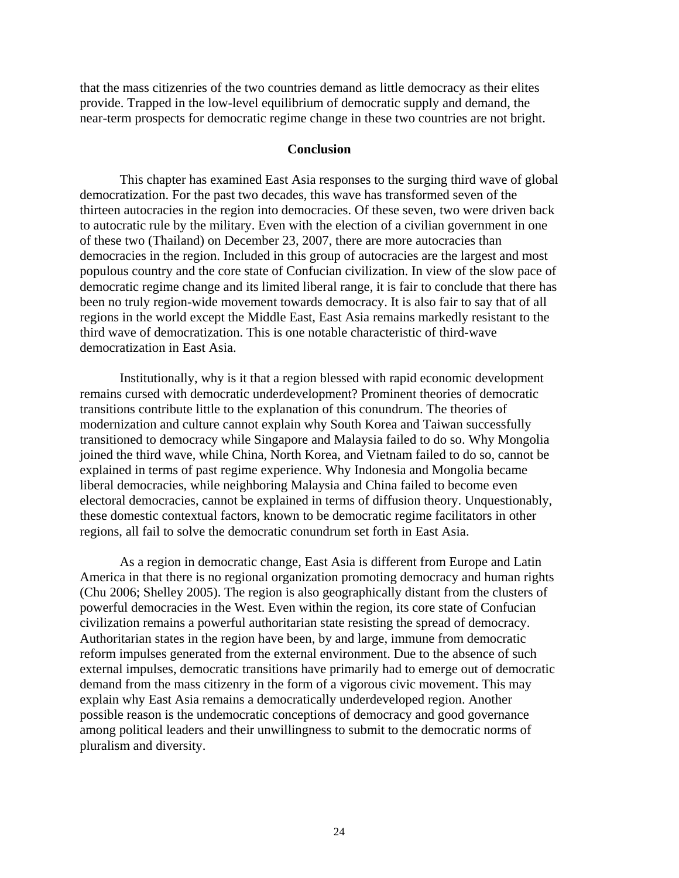that the mass citizenries of the two countries demand as little democracy as their elites provide. Trapped in the low-level equilibrium of democratic supply and demand, the near-term prospects for democratic regime change in these two countries are not bright.

## Conclusion

This chapter has examined East Asia responses to the surging third wave of global democratization. For the past two decades, this wave has transformed seven of the thirteen autocracies in the region into democracies. Of these seven, two were driven back to autocratic rule by the military. Even with the election of a civilian government in one of these two (Thailand) on December 23, 2007, there are more autocracies than democracies in the region. Included in this group of autocracies are the largest and most populous country and the core state of Confucian civilization. In view of the slow pace of democratic regime change and its limited liberal range, it is fair to conclude that there has been no truly region-wide movement towards democracy. It is also fair to say that of all regions in the world except the Middle East, East Asia remains markedly resistant to the third wave of democratization. This is one notable characteristic of third-wave democratization in East Asia.

Institutionally, why is it that a region blessed with rapid economic development remains cursed with democratic underdevelopment? Prominent theories of democratic transitions contribute little to the explanation of this conundrum. The theories of modernization and culture cannot explain why South Korea and Taiwan successfully transitioned to democracy while Singapore and Malaysia failed to do so. Why Mongolia joined the third wave, while China, North Korea, and Vietnam failed to do so, cannot be explained in terms of past regime experience. Why Indonesia and Mongolia became liberal democracies, while neighboring Malaysia and China failed to become even electoral democracies, cannot be explained in terms of diffusion theory. Unquestionably, these domestic contextual factors, known to be democratic regime facilitators in other regions, all fail to solve the democratic conundrum set forth in East Asia.

As a region in democratic change, East Asia is different from Europe and Latin America in that there is no regional organization promoting democracy and human rights (Chu 2006; Shelley 2005). The region is also geographically distant from the clusters of powerful democracies in the West. Even within the region, its core state of Confucian civilization remains a powerful authoritarian state resisting the spread of democracy. Authoritarian states in the region have been, by and large, immune from democratic reform impulses generated from the external environment. Due to the absence of such external impulses, democratic transitions have primarily had to emerge out of democratic demand from the mass citizenry in the form of a vigorous civic movement. This may explain why East Asia remains a democratically underdeveloped region. Another possible reason is the undemocratic conceptions of democracy and good governance among political leaders and their unwillingness to submit to the democratic norms of pluralism and diversity.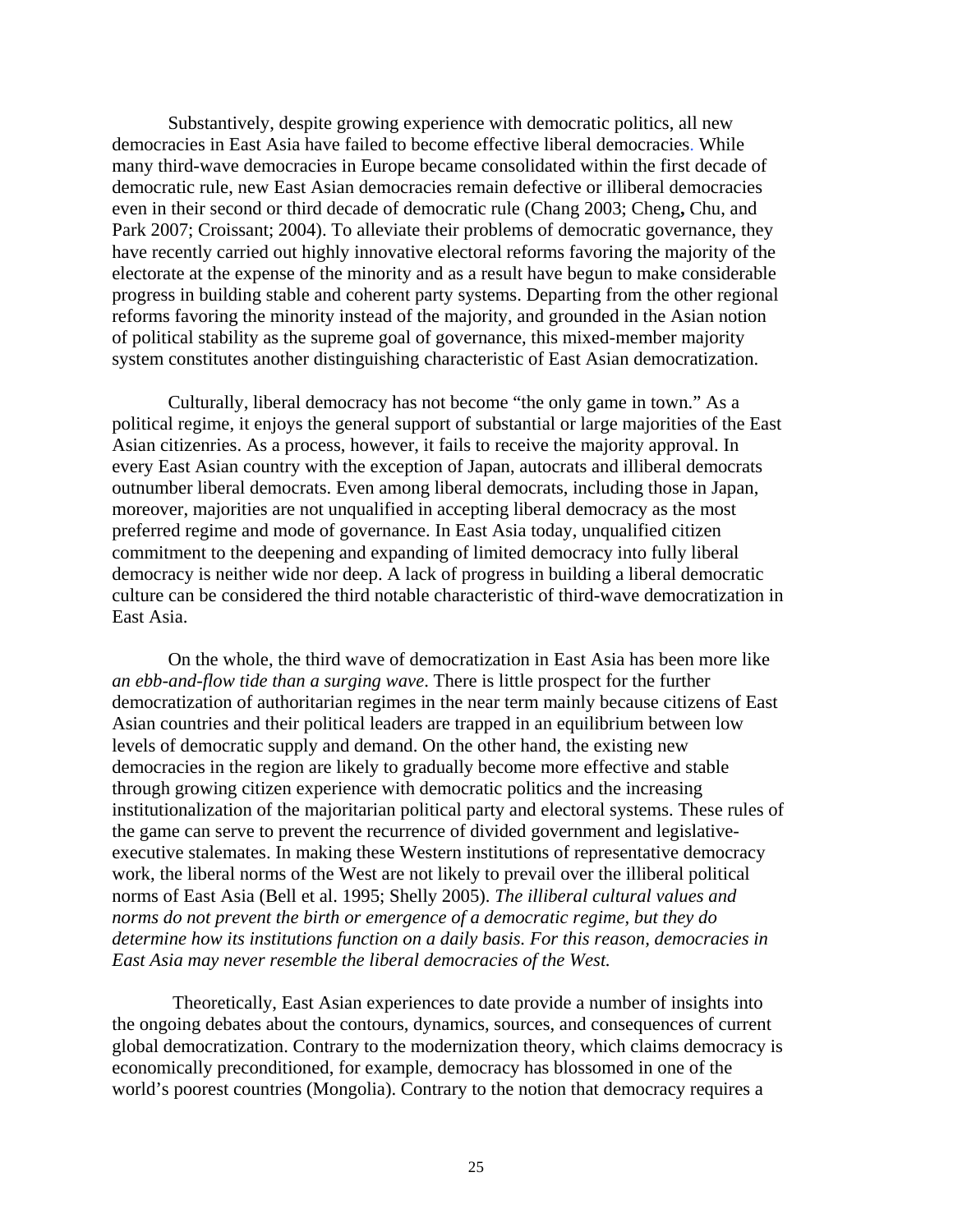Substantively, despite growing experience with democratic politics, all new democracies in East Asia have failed to become effective liberal democracies. While many third-wave democracies in Europe became consolidated within the first decade of democratic rule, new East Asian democracies remain defective or illiberal democracies even in their second or third decade of democratic rule (Chang 2003; Cheng**,** Chu, and Park 2007; Croissant; 2004). To alleviate their problems of democratic governance, they have recently carried out highly innovative electoral reforms favoring the majority of the electorate at the expense of the minority and as a result have begun to make considerable progress in building stable and coherent party systems. Departing from the other regional reforms favoring the minority instead of the majority, and grounded in the Asian notion of political stability as the supreme goal of governance, this mixed-member majority system constitutes another distinguishing characteristic of East Asian democratization.

Culturally, liberal democracy has not become "the only game in town." As a political regime, it enjoys the general support of substantial or large majorities of the East Asian citizenries. As a process, however, it fails to receive the majority approval. In every East Asian country with the exception of Japan, autocrats and illiberal democrats outnumber liberal democrats. Even among liberal democrats, including those in Japan, moreover, majorities are not unqualified in accepting liberal democracy as the most preferred regime and mode of governance. In East Asia today, unqualified citizen commitment to the deepening and expanding of limited democracy into fully liberal democracy is neither wide nor deep. A lack of progress in building a liberal democratic culture can be considered the third notable characteristic of third-wave democratization in East Asia.

On the whole, the third wave of democratization in East Asia has been more like *an ebb-and-flow tide than a surging wave*. There is little prospect for the further democratization of authoritarian regimes in the near term mainly because citizens of East Asian countries and their political leaders are trapped in an equilibrium between low levels of democratic supply and demand. On the other hand, the existing new democracies in the region are likely to gradually become more effective and stable through growing citizen experience with democratic politics and the increasing institutionalization of the majoritarian political party and electoral systems. These rules of the game can serve to prevent the recurrence of divided government and legislative-executive stalemates. In making these Western institutions of representative democracy work, the liberal norms of the West are not likely to prevail over the illiberal political norms of East Asia (Bell et al. 1995; Shelly 2005). *The illiberal cultural values and norms do not prevent the birth or emergence of a democratic regime, but they do determine how its institutions function on a daily basis. For this reason, democracies in East Asia may never resemble the liberal democracies of the West.*

Theoretically, East Asian experiences to date provide a number of insights into the ongoing debates about the contours, dynamics, sources, and consequences of current global democratization. Contrary to the modernization theory, which claims democracy is economically preconditioned, for example, democracy has blossomed in one of the world's poorest countries (Mongolia). Contrary to the notion that democracy requires a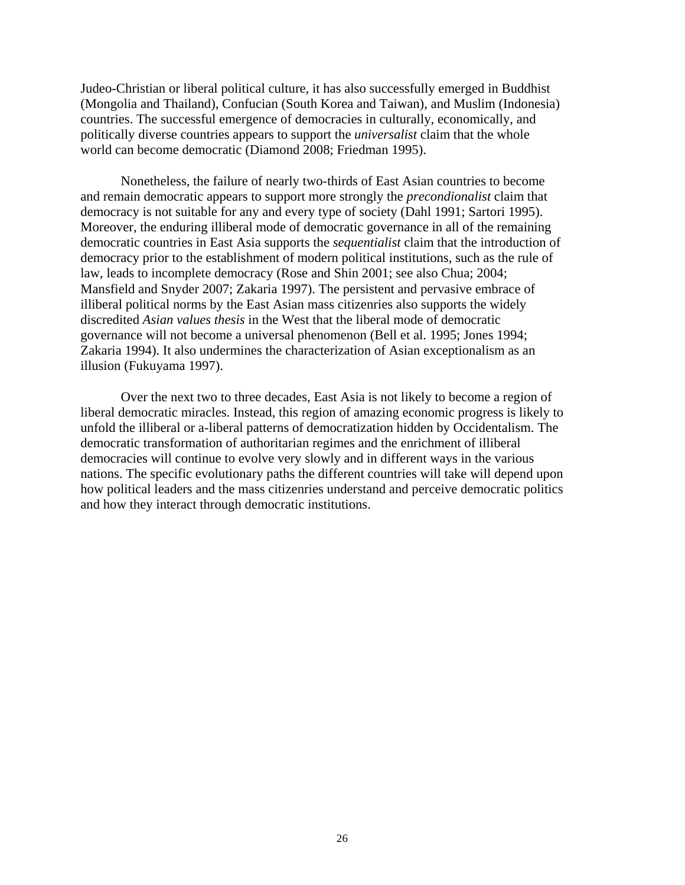Judeo-Christian or liberal political culture, it has also successfully emerged in Buddhist (Mongolia and Thailand), Confucian (South Korea and Taiwan), and Muslim (Indonesia) countries. The successful emergence of democracies in culturally, economically, and politically diverse countries appears to support the *universalist* claim that the whole world can become democratic (Diamond 2008; Friedman 1995).

Nonetheless, the failure of nearly two-thirds of East Asian countries to become and remain democratic appears to support more strongly the *precondionalist* claim that democracy is not suitable for any and every type of society (Dahl 1991; Sartori 1995). Moreover, the enduring illiberal mode of democratic governance in all of the remaining democratic countries in East Asia supports the *sequentialist* claim that the introduction of democracy prior to the establishment of modern political institutions, such as the rule of law, leads to incomplete democracy (Rose and Shin 2001; see also Chua; 2004; Mansfield and Snyder 2007; Zakaria 1997). The persistent and pervasive embrace of illiberal political norms by the East Asian mass citizenries also supports the widely discredited *Asian values thesis* in the West that the liberal mode of democratic governance will not become a universal phenomenon (Bell et al. 1995; Jones 1994; Zakaria 1994). It also undermines the characterization of Asian exceptionalism as an illusion (Fukuyama 1997).

Over the next two to three decades, East Asia is not likely to become a region of liberal democratic miracles. Instead, this region of amazing economic progress is likely to unfold the illiberal or a-liberal patterns of democratization hidden by Occidentalism. The democratic transformation of authoritarian regimes and the enrichment of illiberal democracies will continue to evolve very slowly and in different ways in the various nations. The specific evolutionary paths the different countries will take will depend upon how political leaders and the mass citizenries understand and perceive democratic politics and how they interact through democratic institutions.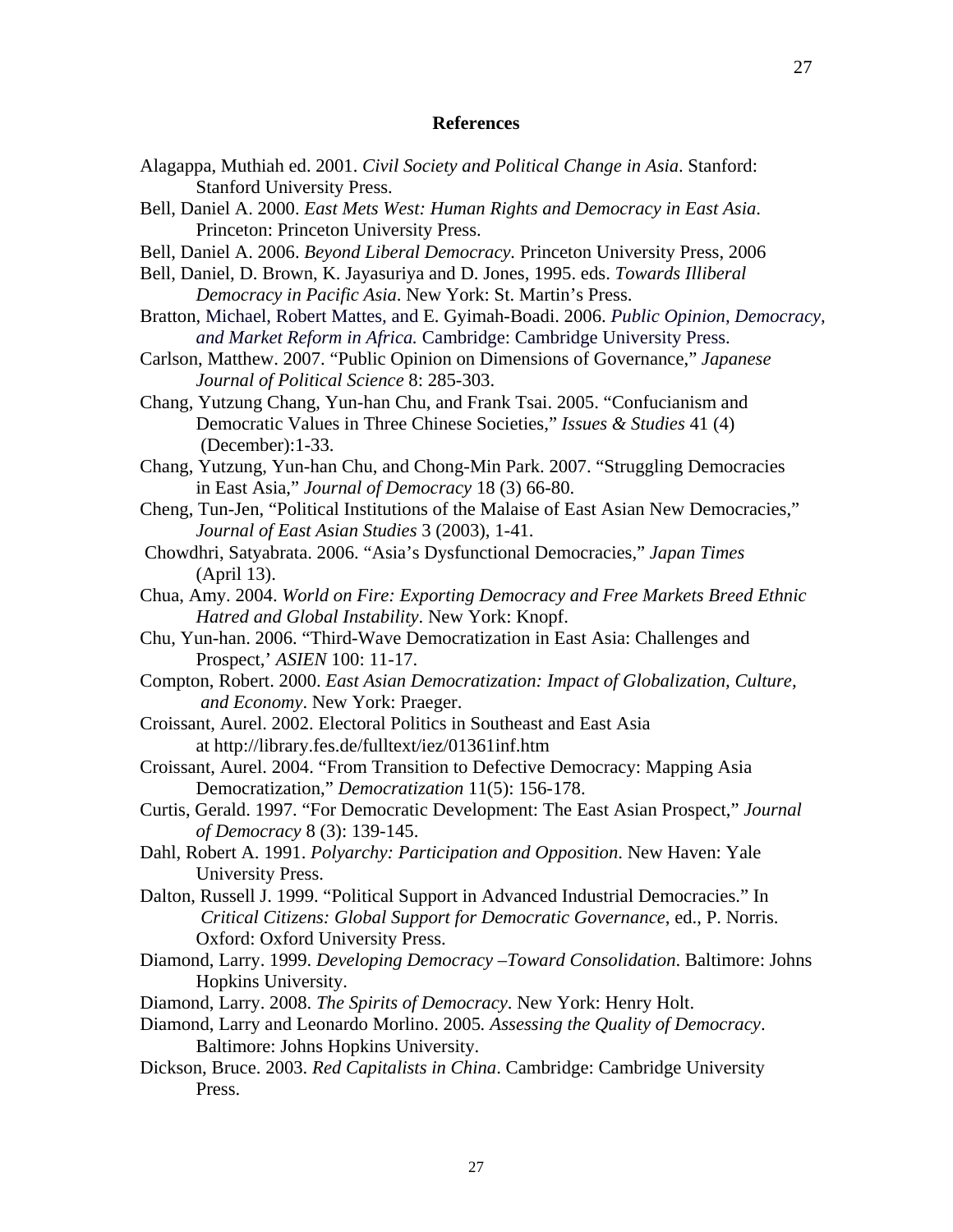## References

Alagappa, Muthiah ed. 2001. *Civil Society and Political Change in Asia*. Stanford: Stanford University Press.

Bell, Daniel A. 2000. *East Mets West: Human Rights and Democracy in East Asia*. Princeton: Princeton University Press.

Bell, Daniel A. 2006. *Beyond Liberal Democracy*. Princeton University Press, 2006

Bell, Daniel, D. Brown, K. Jayasuriya and D. Jones, 1995. eds. *Towards Illiberal Democracy in Pacific Asia*. New York: St. Martin's Press.

Bratton, Michael, Robert Mattes, and E. Gyimah-Boadi. 2006. *Public Opinion, Democracy, and Market Reform in Africa.* Cambridge: Cambridge University Press.

Carlson, Matthew. 2007. "Public Opinion on Dimensions of Governance," *Japanese Journal of Political Science* 8: 285-303.

Chang, Yutzung Chang, Yun-han Chu, and Frank Tsai. 2005. "Confucianism and Democratic Values in Three Chinese Societies," *Issues & Studies* 41 (4) (December):1-33.

Chang, Yutzung, Yun-han Chu, and Chong-Min Park. 2007. "Struggling Democracies in East Asia," *Journal of Democracy* 18 (3) 66-80.

Cheng, Tun-Jen, "Political Institutions of the Malaise of East Asian New Democracies," *Journal of East Asian Studies* 3 (2003), 1-41.

Chowdhri, Satyabrata. 2006. "Asia's Dysfunctional Democracies," *Japan Times* (April 13).

Chua, Amy. 2004. *World on Fire: Exporting Democracy and Free Markets Breed Ethnic Hatred and Global Instability*. New York: Knopf.

Chu, Yun-han. 2006. "Third-Wave Democratization in East Asia: Challenges and Prospect,' *ASIEN* 100: 11-17.

Compton, Robert. 2000. *East Asian Democratization: Impact of Globalization, Culture, and Economy*. New York: Praeger.

Croissant, Aurel. 2002. Electoral Politics in Southeast and East Asia at http://library.fes.de/fulltext/iez/01361inf.htm

Croissant, Aurel. 2004. "From Transition to Defective Democracy: Mapping Asia Democratization," *Democratization* 11(5): 156-178.

Curtis, Gerald. 1997. "For Democratic Development: The East Asian Prospect," *Journal of Democracy* 8 (3): 139-145.

Dahl, Robert A. 1991. *Polyarchy: Participation and Opposition*. New Haven: Yale University Press.

Dalton, Russell J. 1999. "Political Support in Advanced Industrial Democracies." In *Critical Citizens: Global Support for Democratic Governance*, ed., P. Norris. Oxford: Oxford University Press.

Diamond, Larry. 1999. *Developing Democracy –Toward Consolidation*. Baltimore: Johns Hopkins University.

Diamond, Larry. 2008. *The Spirits of Democracy*. New York: Henry Holt.

Diamond, Larry and Leonardo Morlino. 2005. *Assessing the Quality of Democracy*. Baltimore: Johns Hopkins University.

Dickson, Bruce. 2003. *Red Capitalists in China*. Cambridge: Cambridge University Press.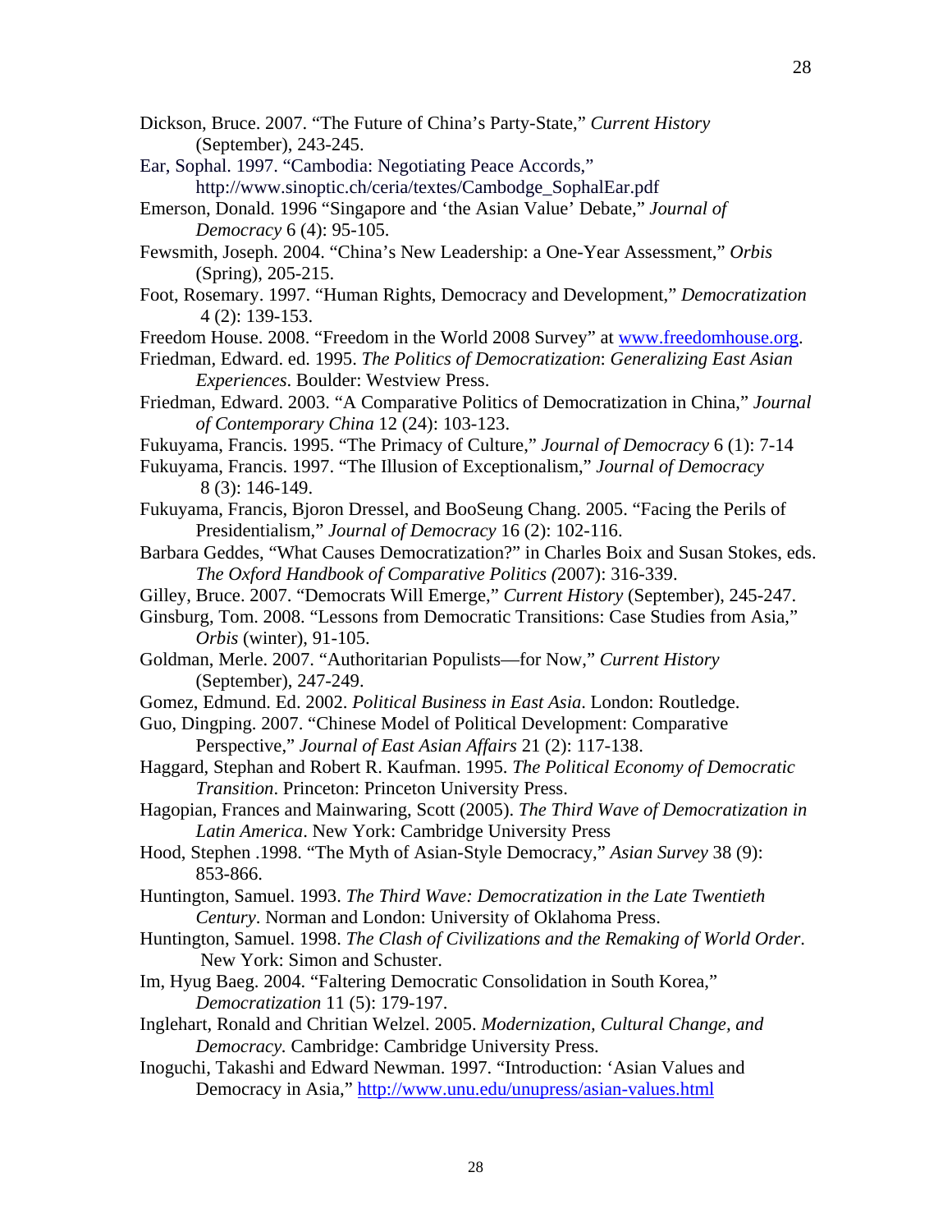Dickson, Bruce. 2007. "The Future of China's Party-State," *Current History* (September), 243-245.

Ear, Sophal. 1997. "Cambodia: Negotiating Peace Accords," http://www.sinoptic.ch/ceria/textes/Cambodge_SophalEar.pdf

Emerson, Donald. 1996 "Singapore and 'the Asian Value' Debate," *Journal of Democracy* 6 (4): 95-105.

Fewsmith, Joseph. 2004. "China's New Leadership: a One-Year Assessment," *Orbis* (Spring), 205-215.

Foot, Rosemary. 1997. "Human Rights, Democracy and Development," *Democratization* 4 (2): 139-153.

Freedom House. 2008. "Freedom in the World 2008 Survey" at www.freedomhouse.org.

Friedman, Edward. ed. 1995. *The Politics of Democratization*: *Generalizing East Asian Experiences*. Boulder: Westview Press.

Friedman, Edward. 2003. "A Comparative Politics of Democratization in China," *Journal of Contemporary China* 12 (24): 103-123.

Fukuyama, Francis. 1995. "The Primacy of Culture," *Journal of Democracy* 6 (1): 7-14

Fukuyama, Francis. 1997. "The Illusion of Exceptionalism," *Journal of Democracy* 8 (3): 146-149.

Fukuyama, Francis, Bjoron Dressel, and BooSeung Chang. 2005. "Facing the Perils of Presidentialism," *Journal of Democracy* 16 (2): 102-116.

Barbara Geddes, "What Causes Democratization?" in Charles Boix and Susan Stokes, eds. *The Oxford Handbook of Comparative Politics (*2007): 316-339.

Gilley, Bruce. 2007. "Democrats Will Emerge," *Current History* (September), 245-247.

Ginsburg, Tom. 2008. "Lessons from Democratic Transitions: Case Studies from Asia," *Orbis* (winter), 91-105.

Goldman, Merle. 2007. "Authoritarian Populists—for Now," *Current History* (September), 247-249.

Gomez, Edmund. Ed. 2002. *Political Business in East Asia*. London: Routledge.

Guo, Dingping. 2007. "Chinese Model of Political Development: Comparative Perspective," *Journal of East Asian Affairs* 21 (2): 117-138.

Haggard, Stephan and Robert R. Kaufman. 1995. *The Political Economy of Democratic Transition*. Princeton: Princeton University Press.

Hagopian, Frances and Mainwaring, Scott (2005). *The Third Wave of Democratization in Latin America*. New York: Cambridge University Press

Hood, Stephen .1998. "The Myth of Asian-Style Democracy," *Asian Survey* 38 (9): 853-866.

Huntington, Samuel. 1993. *The Third Wave: Democratization in the Late Twentieth Century*. Norman and London: University of Oklahoma Press.

Huntington, Samuel. 1998. *The Clash of Civilizations and the Remaking of World Order*. New York: Simon and Schuster.

Im, Hyug Baeg. 2004. "Faltering Democratic Consolidation in South Korea," *Democratization* 11 (5): 179-197.

Inglehart, Ronald and Chritian Welzel. 2005. *Modernization, Cultural Change, and Democracy.* Cambridge: Cambridge University Press.

Inoguchi, Takashi and Edward Newman. 1997. "Introduction: 'Asian Values and Democracy in Asia," http://www.unu.edu/unupress/asian-values.html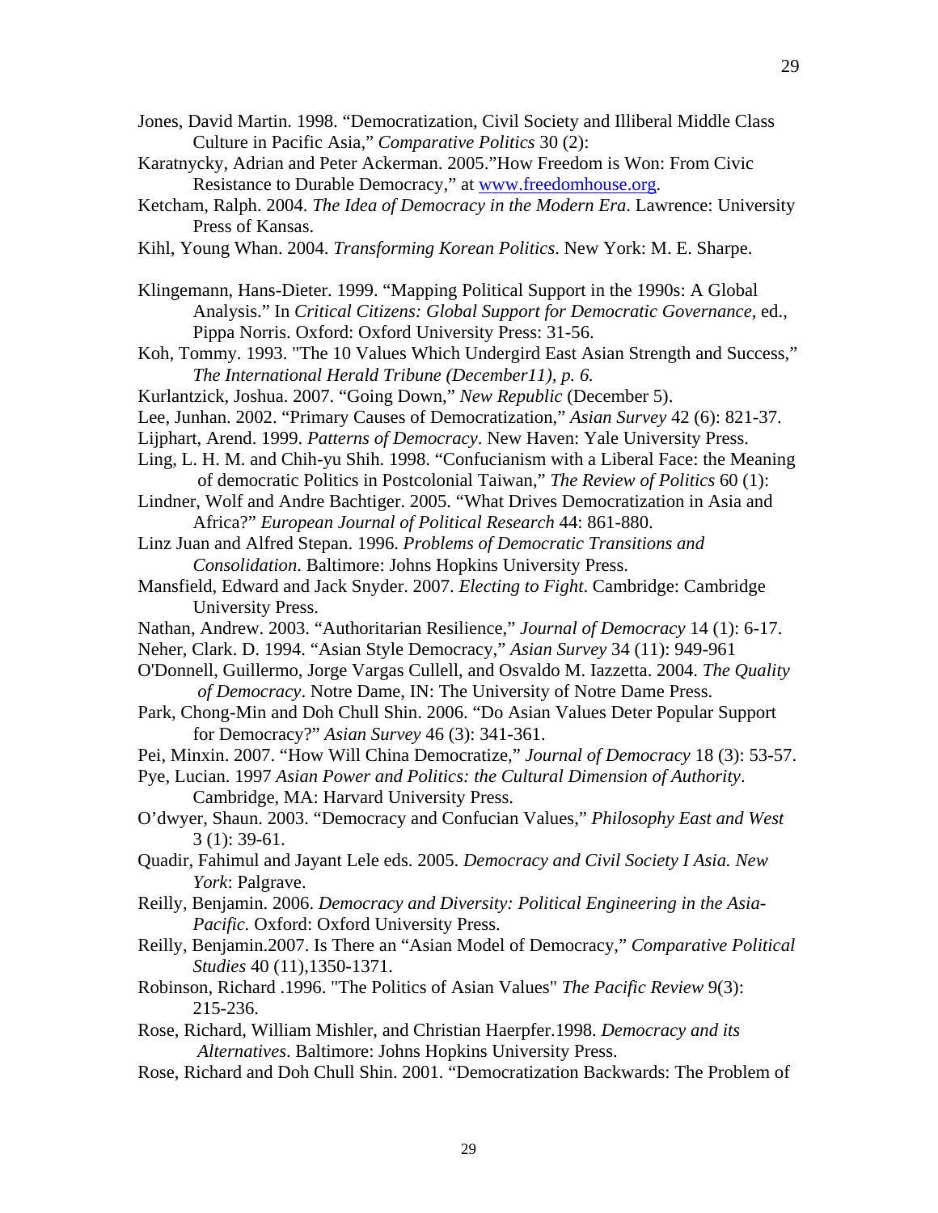Jones, David Martin. 1998. "Democratization, Civil Society and Illiberal Middle Class Culture in Pacific Asia," *Comparative Politics* 30 (2):

Karatnycky, Adrian and Peter Ackerman. 2005."How Freedom is Won: From Civic Resistance to Durable Democracy," at www.freedomhouse.org.

Ketcham, Ralph. 2004. *The Idea of Democracy in the Modern Era*. Lawrence: University Press of Kansas.

Kihl, Young Whan. 2004. *Transforming Korean Politics*. New York: M. E. Sharpe.

Klingemann, Hans-Dieter. 1999. "Mapping Political Support in the 1990s: A Global Analysis." In *Critical Citizens: Global Support for Democratic Governance*, ed., Pippa Norris. Oxford: Oxford University Press: 31-56.

Koh, Tommy. 1993. "The 10 Values Which Undergird East Asian Strength and Success," *The International Herald Tribune (December11), p. 6.*

Kurlantzick, Joshua. 2007. "Going Down," *New Republic* (December 5).

Lee, Junhan. 2002. "Primary Causes of Democratization," *Asian Survey* 42 (6): 821-37.

Lijphart, Arend. 1999. *Patterns of Democracy*. New Haven: Yale University Press.

Ling, L. H. M. and Chih-yu Shih. 1998. "Confucianism with a Liberal Face: the Meaning of democratic Politics in Postcolonial Taiwan," *The Review of Politics* 60 (1):

Lindner, Wolf and Andre Bachtiger. 2005. "What Drives Democratization in Asia and Africa?" *European Journal of Political Research* 44: 861-880.

Linz Juan and Alfred Stepan. 1996. *Problems of Democratic Transitions and Consolidation*. Baltimore: Johns Hopkins University Press.

Mansfield, Edward and Jack Snyder. 2007. *Electing to Fight*. Cambridge: Cambridge University Press.

Nathan, Andrew. 2003. "Authoritarian Resilience," *Journal of Democracy* 14 (1): 6-17.

Neher, Clark. D. 1994. "Asian Style Democracy," *Asian Survey* 34 (11): 949-961

O'Donnell, Guillermo, Jorge Vargas Cullell, and Osvaldo M. Iazzetta. 2004. *The Quality of Democracy*. Notre Dame, IN: The University of Notre Dame Press.

Park, Chong-Min and Doh Chull Shin. 2006. "Do Asian Values Deter Popular Support for Democracy?" *Asian Survey* 46 (3): 341-361.

Pei, Minxin. 2007. "How Will China Democratize," *Journal of Democracy* 18 (3): 53-57.

Pye, Lucian. 1997 *Asian Power and Politics: the Cultural Dimension of Authority*. Cambridge, MA: Harvard University Press.

O'dwyer, Shaun. 2003. "Democracy and Confucian Values," *Philosophy East and West* 3 (1): 39-61.

Quadir, Fahimul and Jayant Lele eds. 2005. *Democracy and Civil Society I Asia. New York*: Palgrave.

Reilly, Benjamin. 2006. *Democracy and Diversity: Political Engineering in the Asia-Pacific.* Oxford: Oxford University Press.

Reilly, Benjamin.2007. Is There an "Asian Model of Democracy," *Comparative Political Studies* 40 (11),1350-1371.

Robinson, Richard .1996. "The Politics of Asian Values" *The Pacific Review* 9(3): 215-236.

Rose, Richard, William Mishler, and Christian Haerpfer.1998. *Democracy and its Alternatives*. Baltimore: Johns Hopkins University Press.

Rose, Richard and Doh Chull Shin. 2001. "Democratization Backwards: The Problem of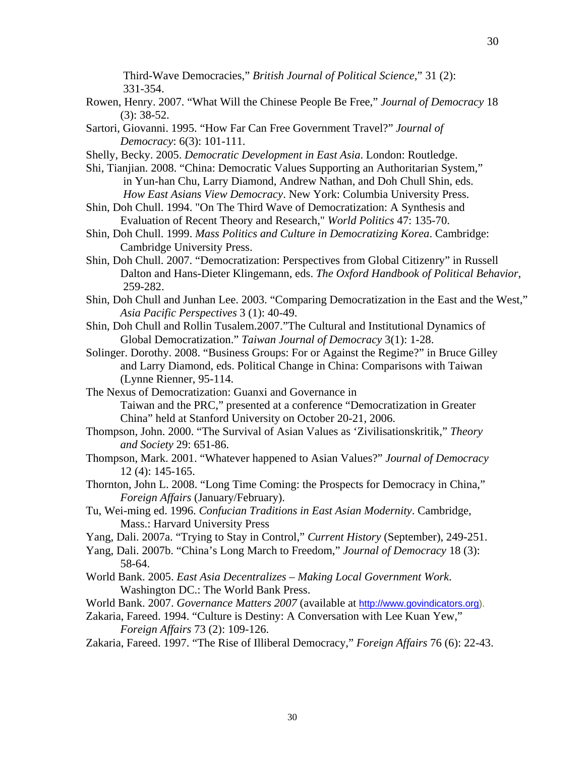Third-Wave Democracies," *British Journal of Political Science*," 31 (2): 331-354.

Rowen, Henry. 2007. "What Will the Chinese People Be Free," *Journal of Democracy* 18 (3): 38-52.

Sartori, Giovanni. 1995. "How Far Can Free Government Travel?" *Journal of Democracy*: 6(3): 101-111.

Shelly, Becky. 2005. *Democratic Development in East Asia*. London: Routledge.

Shi, Tianjian. 2008. "China: Democratic Values Supporting an Authoritarian System," in Yun-han Chu, Larry Diamond, Andrew Nathan, and Doh Chull Shin, eds. *How East Asians View Democracy*. New York: Columbia University Press.

Shin, Doh Chull. 1994. "On The Third Wave of Democratization: A Synthesis and Evaluation of Recent Theory and Research," *World Politics* 47: 135-70.

Shin, Doh Chull. 1999. *Mass Politics and Culture in Democratizing Korea*. Cambridge: Cambridge University Press.

Shin, Doh Chull. 2007. "Democratization: Perspectives from Global Citizenry" in Russell Dalton and Hans-Dieter Klingemann, eds. *The Oxford Handbook of Political Behavior*, 259-282.

Shin, Doh Chull and Junhan Lee. 2003. "Comparing Democratization in the East and the West," *Asia Pacific Perspectives* 3 (1): 40-49.

Shin, Doh Chull and Rollin Tusalem.2007."The Cultural and Institutional Dynamics of Global Democratization." *Taiwan Journal of Democracy* 3(1): 1-28.

Solinger. Dorothy. 2008. "Business Groups: For or Against the Regime?" in Bruce Gilley and Larry Diamond, eds. Political Change in China: Comparisons with Taiwan (Lynne Rienner, 95-114.

The Nexus of Democratization: Guanxi and Governance in Taiwan and the PRC," presented at a conference "Democratization in Greater China" held at Stanford University on October 20-21, 2006.

Thompson, John. 2000. "The Survival of Asian Values as 'Zivilisationskritik," *Theory and Society* 29: 651-86.

Thompson, Mark. 2001. "Whatever happened to Asian Values?" *Journal of Democracy* 12 (4): 145-165.

Thornton, John L. 2008. "Long Time Coming: the Prospects for Democracy in China," *Foreign Affairs* (January/February).

Tu, Wei-ming ed. 1996. *Confucian Traditions in East Asian Modernity*. Cambridge, Mass.: Harvard University Press

Yang, Dali. 2007a. "Trying to Stay in Control," *Current History* (September), 249-251.

Yang, Dali. 2007b. "China's Long March to Freedom," *Journal of Democracy* 18 (3): 58-64.

World Bank. 2005. *East Asia Decentralizes – Making Local Government Work*. Washington DC.: The World Bank Press.

World Bank. 2007. *Governance Matters 2007* (available at http://www.govindicators.org).

Zakaria, Fareed. 1994. "Culture is Destiny: A Conversation with Lee Kuan Yew," *Foreign Affairs* 73 (2): 109-126.

Zakaria, Fareed. 1997. "The Rise of Illiberal Democracy," *Foreign Affairs* 76 (6): 22-43.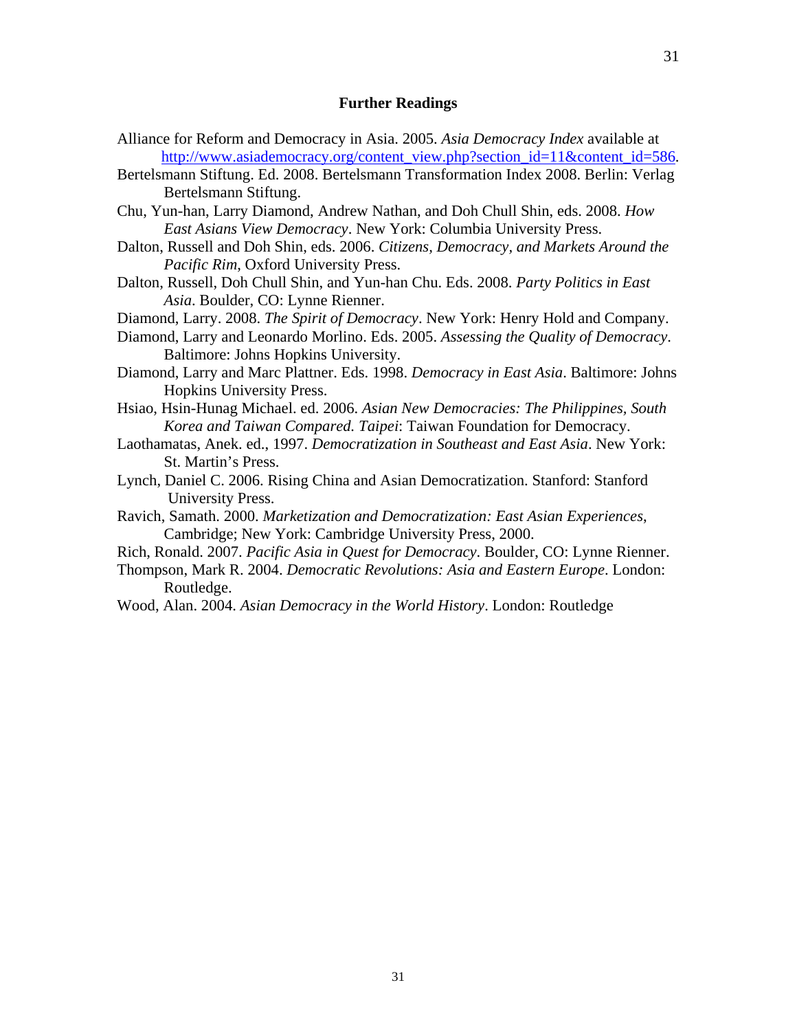## Further Readings

Alliance for Reform and Democracy in Asia. 2005. *Asia Democracy Index* available at http://www.asiademocracy.org/content_view.php?section_id=11&content_id=586.

Bertelsmann Stiftung. Ed. 2008. Bertelsmann Transformation Index 2008. Berlin: Verlag Bertelsmann Stiftung.

Chu, Yun-han, Larry Diamond, Andrew Nathan, and Doh Chull Shin, eds. 2008. *How East Asians View Democracy*. New York: Columbia University Press.

Dalton, Russell and Doh Shin, eds. 2006. *Citizens, Democracy, and Markets Around the Pacific Rim*, Oxford University Press.

Dalton, Russell, Doh Chull Shin, and Yun-han Chu. Eds. 2008. *Party Politics in East Asia*. Boulder, CO: Lynne Rienner.

Diamond, Larry. 2008. *The Spirit of Democracy*. New York: Henry Hold and Company.

Diamond, Larry and Leonardo Morlino. Eds. 2005. *Assessing the Quality of Democracy*. Baltimore: Johns Hopkins University.

Diamond, Larry and Marc Plattner. Eds. 1998. *Democracy in East Asia*. Baltimore: Johns Hopkins University Press.

Hsiao, Hsin-Hunag Michael. ed. 2006. *Asian New Democracies: The Philippines, South Korea and Taiwan Compared. Taipei*: Taiwan Foundation for Democracy.

Laothamatas, Anek. ed., 1997. *Democratization in Southeast and East Asia*. New York: St. Martin's Press.

Lynch, Daniel C. 2006. Rising China and Asian Democratization. Stanford: Stanford University Press.

Ravich, Samath. 2000. *Marketization and Democratization: East Asian Experiences*, Cambridge; New York: Cambridge University Press, 2000.

Rich, Ronald. 2007. *Pacific Asia in Quest for Democracy*. Boulder, CO: Lynne Rienner.

Thompson, Mark R. 2004. *Democratic Revolutions: Asia and Eastern Europe*. London: Routledge.

Wood, Alan. 2004. *Asian Democracy in the World History*. London: Routledge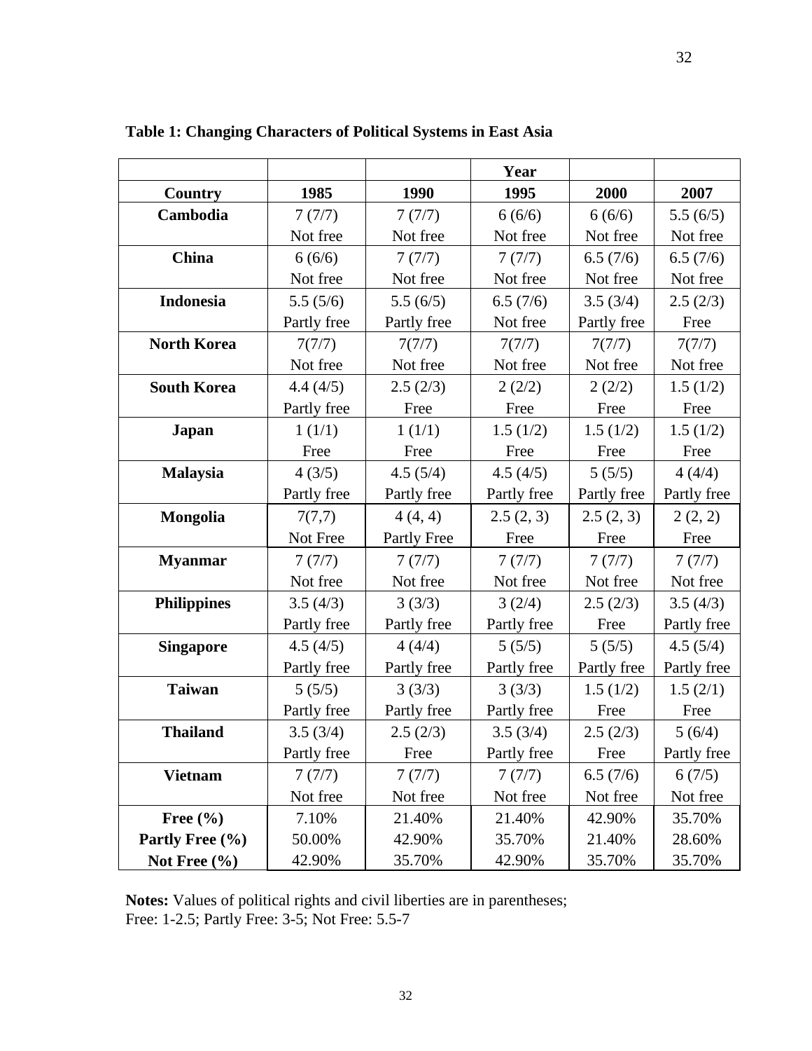**Table 1: Changing Characters of Political Systems in East Asia**

| | | | Year | | |
|---|---|---|---|---|---|
| **Country** | **1985** | **1990** | **1995** | **2000** | **2007** |
| **Cambodia** | 7 (7/7)<br>Not free | 7 (7/7)<br>Not free | 6 (6/6)<br>Not free | 6 (6/6)<br>Not free | 5.5 (6/5)<br>Not free |
| **China** | 6 (6/6)<br>Not free | 7 (7/7)<br>Not free | 7 (7/7)<br>Not free | 6.5 (7/6)<br>Not free | 6.5 (7/6)<br>Not free |
| **Indonesia** | 5.5 (5/6)<br>Partly free | 5.5 (6/5)<br>Partly free | 6.5 (7/6)<br>Not free | 3.5 (3/4)<br>Partly free | 2.5 (2/3)<br>Free |
| **North Korea** | 7(7/7)<br>Not free | 7(7/7)<br>Not free | 7(7/7)<br>Not free | 7(7/7)<br>Not free | 7(7/7)<br>Not free |
| **South Korea** | 4.4 (4/5)<br>Partly free | 2.5 (2/3)<br>Free | 2 (2/2)<br>Free | 2 (2/2)<br>Free | 1.5 (1/2)<br>Free |
| **Japan** | 1 (1/1)<br>Free | 1 (1/1)<br>Free | 1.5 (1/2)<br>Free | 1.5 (1/2)<br>Free | 1.5 (1/2)<br>Free |
| **Malaysia** | 4 (3/5)<br>Partly free | 4.5 (5/4)<br>Partly free | 4.5 (4/5)<br>Partly free | 5 (5/5)<br>Partly free | 4 (4/4)<br>Partly free |
| **Mongolia** | 7(7,7)<br>Not Free | 4 (4, 4)<br>Partly Free | 2.5 (2, 3)<br>Free | 2.5 (2, 3)<br>Free | 2 (2, 2)<br>Free |
| **Myanmar** | 7 (7/7)<br>Not free | 7 (7/7)<br>Not free | 7 (7/7)<br>Not free | 7 (7/7)<br>Not free | 7 (7/7)<br>Not free |
| **Philippines** | 3.5 (4/3)<br>Partly free | 3 (3/3)<br>Partly free | 3 (2/4)<br>Partly free | 2.5 (2/3)<br>Free | 3.5 (4/3)<br>Partly free |
| **Singapore** | 4.5 (4/5)<br>Partly free | 4 (4/4)<br>Partly free | 5 (5/5)<br>Partly free | 5 (5/5)<br>Partly free | 4.5 (5/4)<br>Partly free |
| **Taiwan** | 5 (5/5)<br>Partly free | 3 (3/3)<br>Partly free | 3 (3/3)<br>Partly free | 1.5 (1/2)<br>Free | 1.5 (2/1)<br>Free |
| **Thailand** | 3.5 (3/4)<br>Partly free | 2.5 (2/3)<br>Free | 3.5 (3/4)<br>Partly free | 2.5 (2/3)<br>Free | 5 (6/4)<br>Partly free |
| **Vietnam** | 7 (7/7)<br>Not free | 7 (7/7)<br>Not free | 7 (7/7)<br>Not free | 6.5 (7/6)<br>Not free | 6 (7/5)<br>Not free |
| **Free (%)** | 7.10% | 21.40% | 21.40% | 42.90% | 35.70% |
| **Partly Free (%)** | 50.00% | 42.90% | 35.70% | 21.40% | 28.60% |
| **Not Free (%)** | 42.90% | 35.70% | 42.90% | 35.70% | 35.70% |

**Notes:** Values of political rights and civil liberties are in parentheses;
Free: 1-2.5; Partly Free: 3-5; Not Free: 5.5-7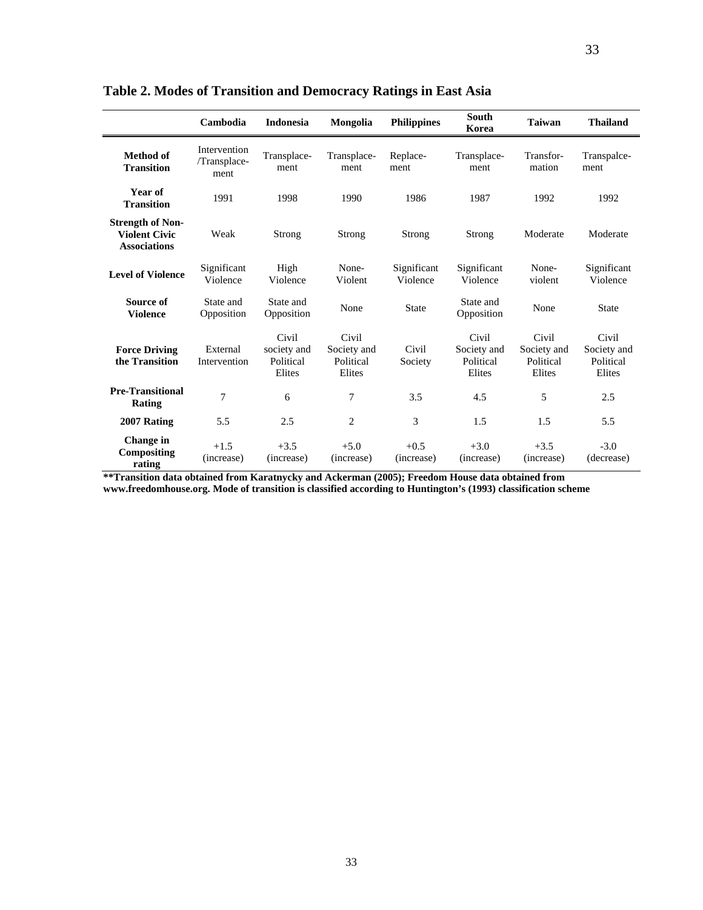**Table 2. Modes of Transition and Democracy Ratings in East Asia**

| | Cambodia | Indonesia | Mongolia | Philippines | South Korea | Taiwan | Thailand |
|---|---|---|---|---|---|---|---|
| **Method of Transition** | Intervention /Transplace-ment | Transplace-ment | Transplace-ment | Replace-ment | Transplace-ment | Transfor-mation | Transpalce-ment |
| **Year of Transition** | 1991 | 1998 | 1990 | 1986 | 1987 | 1992 | 1992 |
| **Strength of Non-Violent Civic Associations** | Weak | Strong | Strong | Strong | Strong | Moderate | Moderate |
| **Level of Violence** | Significant Violence | High Violence | None-Violent | Significant Violence | Significant Violence | None-violent | Significant Violence |
| **Source of Violence** | State and Opposition | State and Opposition | None | State | State and Opposition | None | State |
| **Force Driving the Transition** | External Intervention | Civil society and Political Elites | Civil Society and Political Elites | Civil Society | Civil Society and Political Elites | Civil Society and Political Elites | Civil Society and Political Elites |
| **Pre-Transitional Rating** | 7 | 6 | 7 | 3.5 | 4.5 | 5 | 2.5 |
| **2007 Rating** | 5.5 | 2.5 | 2 | 3 | 1.5 | 1.5 | 5.5 |
| **Change in Compositing rating** | +1.5 (increase) | +3.5 (increase) | +5.0 (increase) | +0.5 (increase) | +3.0 (increase) | +3.5 (increase) | -3.0 (decrease) |

**\*\*Transition data obtained from Karatnycky and Ackerman (2005); Freedom House data obtained from www.freedomhouse.org. Mode of transition is classified according to Huntington's (1993) classification scheme**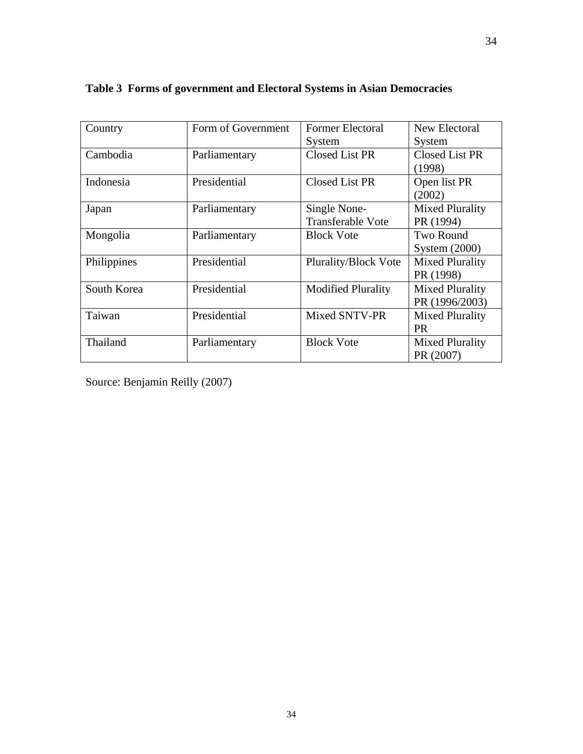**Table 3 Forms of government and Electoral Systems in Asian Democracies**

| Country | Form of Government | Former Electoral System | New Electoral System |
|---|---|---|---|
| Cambodia | Parliamentary | Closed List PR | Closed List PR (1998) |
| Indonesia | Presidential | Closed List PR | Open list PR (2002) |
| Japan | Parliamentary | Single None-Transferable Vote | Mixed Plurality PR (1994) |
| Mongolia | Parliamentary | Block Vote | Two Round System (2000) |
| Philippines | Presidential | Plurality/Block Vote | Mixed Plurality PR (1998) |
| South Korea | Presidential | Modified Plurality | Mixed Plurality PR (1996/2003) |
| Taiwan | Presidential | Mixed SNTV-PR | Mixed Plurality PR |
| Thailand | Parliamentary | Block Vote | Mixed Plurality PR (2007) |

Source: Benjamin Reilly (2007)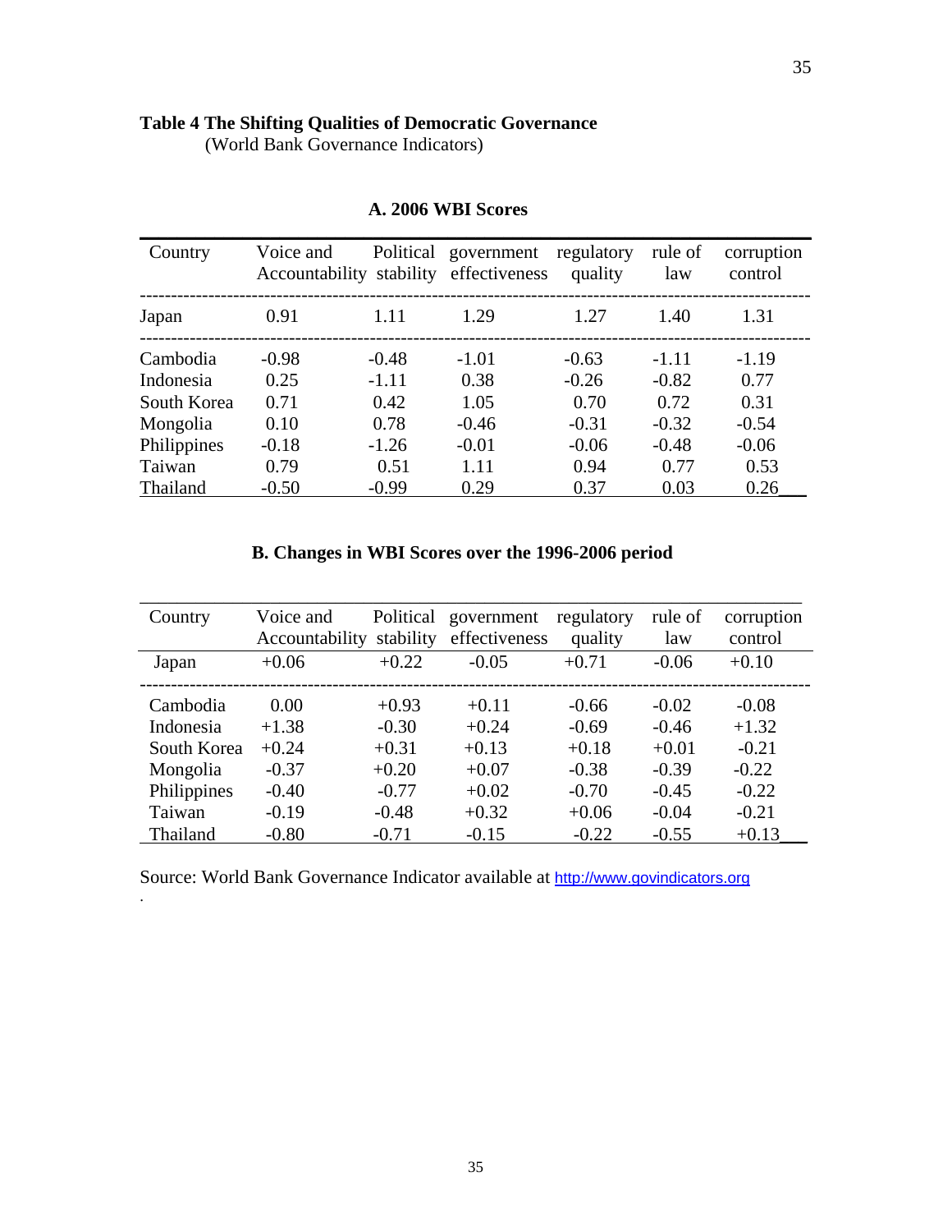**Table 4 The Shifting Qualities of Democratic Governance**
(World Bank Governance Indicators)

**A. 2006 WBI Scores**

| Country | Voice and Accountability | Political stability | government effectiveness | regulatory quality | rule of law | corruption control |
|---|---|---|---|---|---|---|
| Japan | 0.91 | 1.11 | 1.29 | 1.27 | 1.40 | 1.31 |
| Cambodia | -0.98 | -0.48 | -1.01 | -0.63 | -1.11 | -1.19 |
| Indonesia | 0.25 | -1.11 | 0.38 | -0.26 | -0.82 | 0.77 |
| South Korea | 0.71 | 0.42 | 1.05 | 0.70 | 0.72 | 0.31 |
| Mongolia | 0.10 | 0.78 | -0.46 | -0.31 | -0.32 | -0.54 |
| Philippines | -0.18 | -1.26 | -0.01 | -0.06 | -0.48 | -0.06 |
| Taiwan | 0.79 | 0.51 | 1.11 | 0.94 | 0.77 | 0.53 |
| Thailand | -0.50 | -0.99 | 0.29 | 0.37 | 0.03 | 0.26 |

**B. Changes in WBI Scores over the 1996-2006 period**

| Country | Voice and Accountability | Political stability | government effectiveness | regulatory quality | rule of law | corruption control |
|---|---|---|---|---|---|---|
| Japan | +0.06 | +0.22 | -0.05 | +0.71 | -0.06 | +0.10 |
| Cambodia | 0.00 | +0.93 | +0.11 | -0.66 | -0.02 | -0.08 |
| Indonesia | +1.38 | -0.30 | +0.24 | -0.69 | -0.46 | +1.32 |
| South Korea | +0.24 | +0.31 | +0.13 | +0.18 | +0.01 | -0.21 |
| Mongolia | -0.37 | +0.20 | +0.07 | -0.38 | -0.39 | -0.22 |
| Philippines | -0.40 | -0.77 | +0.02 | -0.70 | -0.45 | -0.22 |
| Taiwan | -0.19 | -0.48 | +0.32 | +0.06 | -0.04 | -0.21 |
| Thailand | -0.80 | -0.71 | -0.15 | -0.22 | -0.55 | +0.13 |

Source: World Bank Governance Indicator available at http://www.govindicators.org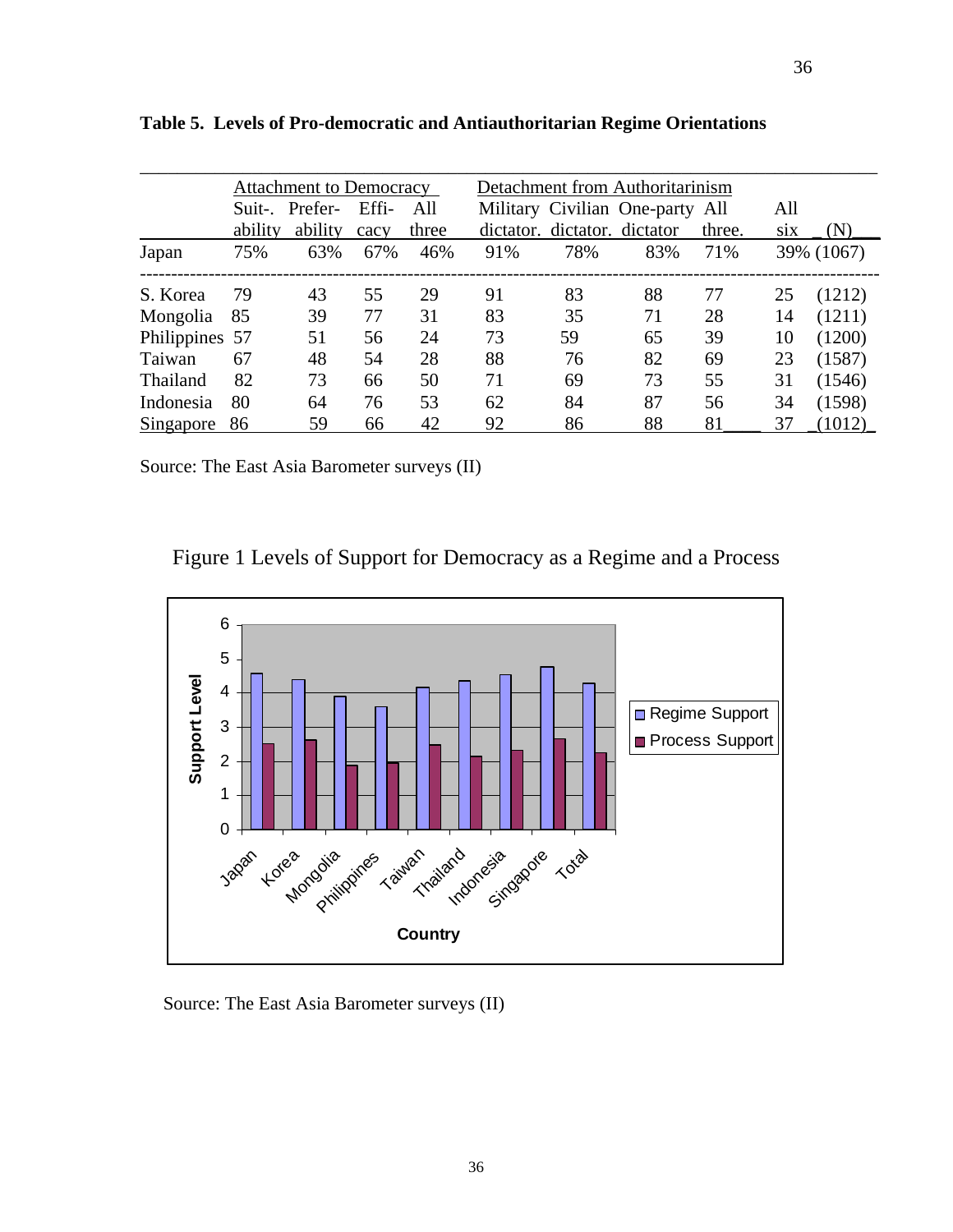**Table 5. Levels of Pro-democratic and Antiauthoritarian Regime Orientations**

| | Attachment to Democracy | | | | Detachment from Authoritarinism | | | | | |
|---|---|---|---|---|---|---|---|---|---|---|
| | Suit-. ability | Prefer-ability | Effi-cacy | All three | Military dictator. | Civilian dictator. | One-party dictator | All three. | All six | (N) |
| Japan | 75% | 63% | 67% | 46% | 91% | 78% | 83% | 71% | 39% | (1067) |
| S. Korea | 79 | 43 | 55 | 29 | 91 | 83 | 88 | 77 | 25 | (1212) |
| Mongolia | 85 | 39 | 77 | 31 | 83 | 35 | 71 | 28 | 14 | (1211) |
| Philippines | 57 | 51 | 56 | 24 | 73 | 59 | 65 | 39 | 10 | (1200) |
| Taiwan | 67 | 48 | 54 | 28 | 88 | 76 | 82 | 69 | 23 | (1587) |
| Thailand | 82 | 73 | 66 | 50 | 71 | 69 | 73 | 55 | 31 | (1546) |
| Indonesia | 80 | 64 | 76 | 53 | 62 | 84 | 87 | 56 | 34 | (1598) |
| Singapore | 86 | 59 | 66 | 42 | 92 | 86 | 88 | 81 | 37 | (1012) |

Source: The East Asia Barometer surveys (II)

Figure 1 Levels of Support for Democracy as a Regime and a Process

Source: The East Asia Barometer surveys (II)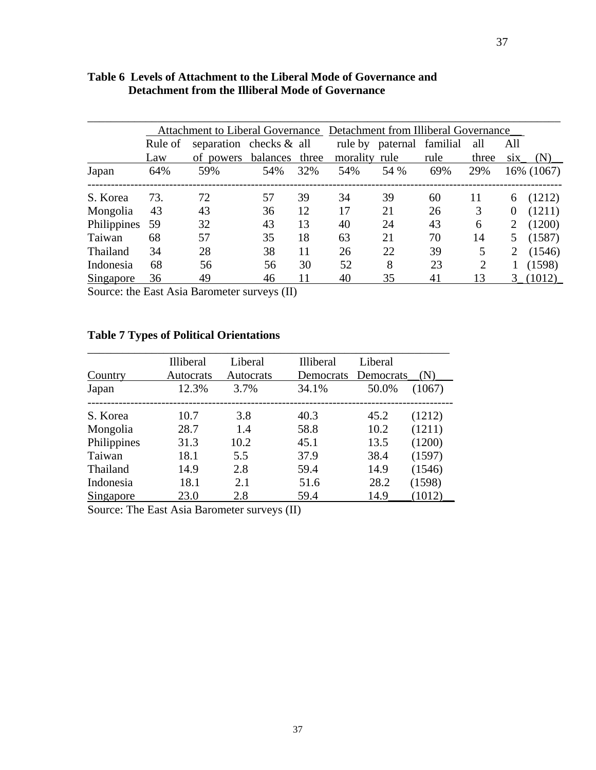**Table 6 Levels of Attachment to the Liberal Mode of Governance and Detachment from the Illiberal Mode of Governance**

| | Attachment to Liberal Governance | | | | Detachment from Illiberal Governance | | | | | |
|---|---|---|---|---|---|---|---|---|---|---|
| | Rule of Law | separation of powers | checks & balances | all three | rule by morality | paternal rule | familial rule | all three | All six | (N) |
| Japan | 64% | 59% | 54% | 32% | 54% | 54 % | 69% | 29% | 16% | (1067) |
| S. Korea | 73. | 72 | 57 | 39 | 34 | 39 | 60 | 11 | 6 | (1212) |
| Mongolia | 43 | 43 | 36 | 12 | 17 | 21 | 26 | 3 | 0 | (1211) |
| Philippines | 59 | 32 | 43 | 13 | 40 | 24 | 43 | 6 | 2 | (1200) |
| Taiwan | 68 | 57 | 35 | 18 | 63 | 21 | 70 | 14 | 5 | (1587) |
| Thailand | 34 | 28 | 38 | 11 | 26 | 22 | 39 | 5 | 2 | (1546) |
| Indonesia | 68 | 56 | 56 | 30 | 52 | 8 | 23 | 2 | 1 | (1598) |
| Singapore | 36 | 49 | 46 | 11 | 40 | 35 | 41 | 13 | 3 | (1012) |

Source: the East Asia Barometer surveys (II)

**Table 7 Types of Political Orientations**

| Country | Illiberal Autocrats | Liberal Autocrats | Illiberal Democrats | Liberal Democrats | (N) |
|---|---|---|---|---|---|
| Japan | 12.3% | 3.7% | 34.1% | 50.0% | (1067) |
| S. Korea | 10.7 | 3.8 | 40.3 | 45.2 | (1212) |
| Mongolia | 28.7 | 1.4 | 58.8 | 10.2 | (1211) |
| Philippines | 31.3 | 10.2 | 45.1 | 13.5 | (1200) |
| Taiwan | 18.1 | 5.5 | 37.9 | 38.4 | (1597) |
| Thailand | 14.9 | 2.8 | 59.4 | 14.9 | (1546) |
| Indonesia | 18.1 | 2.1 | 51.6 | 28.2 | (1598) |
| Singapore | 23.0 | 2.8 | 59.4 | 14.9 | (1012) |

Source: The East Asia Barometer surveys (II)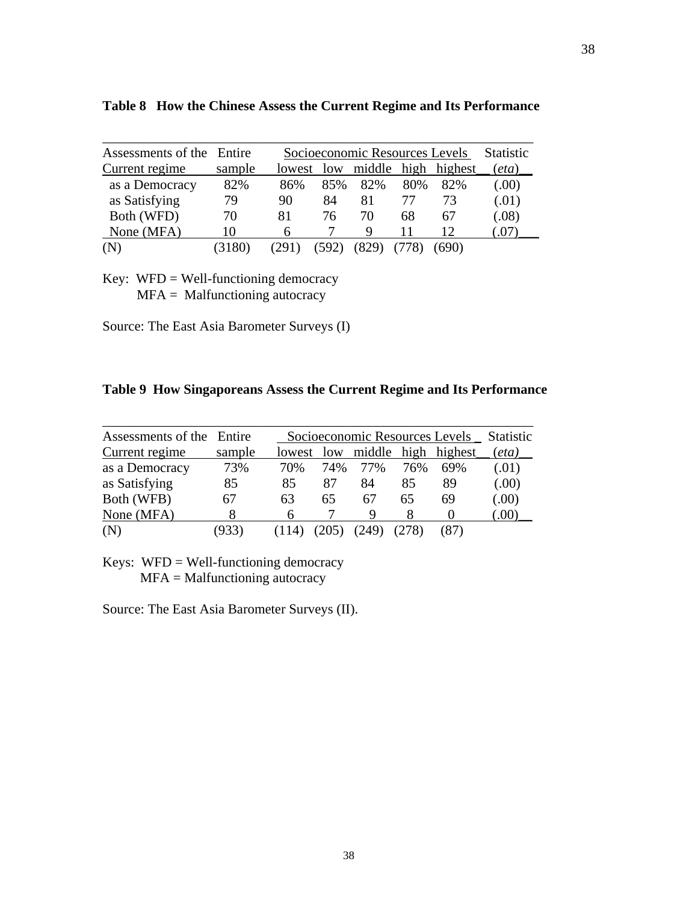**Table 8 How the Chinese Assess the Current Regime and Its Performance**

| Assessments of the Current regime | Entire sample | Socioeconomic Resources Levels lowest | low | middle | high | highest | Statistic (*eta*) |
|---|---|---|---|---|---|---|---|
| as a Democracy | 82% | 86% | 85% | 82% | 80% | 82% | (.00) |
| as Satisfying | 79 | 90 | 84 | 81 | 77 | 73 | (.01) |
| Both (WFD) | 70 | 81 | 76 | 70 | 68 | 67 | (.08) |
| None (MFA) | 10 | 6 | 7 | 9 | 11 | 12 | (.07) |
| (N) | (3180) | (291) | (592) | (829) | (778) | (690) | |

Key: WFD = Well-functioning democracy
MFA = Malfunctioning autocracy

Source: The East Asia Barometer Surveys (I)

**Table 9 How Singaporeans Assess the Current Regime and Its Performance**

| Assessments of the Current regime | Entire sample | Socioeconomic Resources Levels lowest | low | middle | high | highest | Statistic (*eta)* |
|---|---|---|---|---|---|---|---|
| as a Democracy | 73% | 70% | 74% | 77% | 76% | 69% | (.01) |
| as Satisfying | 85 | 85 | 87 | 84 | 85 | 89 | (.00) |
| Both (WFB) | 67 | 63 | 65 | 67 | 65 | 69 | (.00) |
| None (MFA) | 8 | 6 | 7 | 9 | 8 | 0 | (.00) |
| (N) | (933) | (114) | (205) | (249) | (278) | (87) | |

Keys: WFD = Well-functioning democracy
MFA = Malfunctioning autocracy

Source: The East Asia Barometer Surveys (II).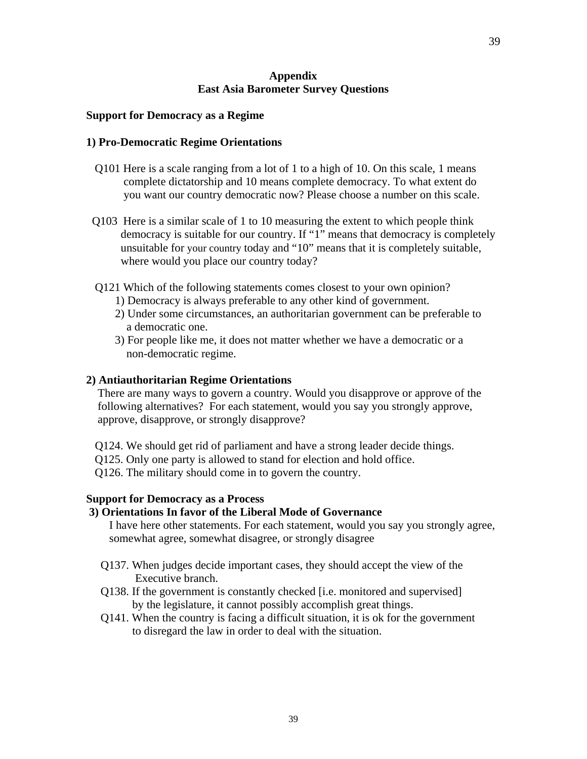# Appendix
# East Asia Barometer Survey Questions

## Support for Democracy as a Regime

### 1) Pro-Democratic Regime Orientations

Q101 Here is a scale ranging from a lot of 1 to a high of 10. On this scale, 1 means complete dictatorship and 10 means complete democracy. To what extent do you want our country democratic now? Please choose a number on this scale.

Q103 Here is a similar scale of 1 to 10 measuring the extent to which people think democracy is suitable for our country. If "1" means that democracy is completely unsuitable for your country today and "10" means that it is completely suitable, where would you place our country today?

Q121 Which of the following statements comes closest to your own opinion?

1) Democracy is always preferable to any other kind of government.
2) Under some circumstances, an authoritarian government can be preferable to a democratic one.
3) For people like me, it does not matter whether we have a democratic or a non-democratic regime.

### 2) Antiauthoritarian Regime Orientations

There are many ways to govern a country. Would you disapprove or approve of the following alternatives? For each statement, would you say you strongly approve, approve, disapprove, or strongly disapprove?

Q124. We should get rid of parliament and have a strong leader decide things.
Q125. Only one party is allowed to stand for election and hold office.
Q126. The military should come in to govern the country.

## Support for Democracy as a Process

### 3) Orientations In favor of the Liberal Mode of Governance

I have here other statements. For each statement, would you say you strongly agree, somewhat agree, somewhat disagree, or strongly disagree

Q137. When judges decide important cases, they should accept the view of the Executive branch.
Q138. If the government is constantly checked [i.e. monitored and supervised] by the legislature, it cannot possibly accomplish great things.
Q141. When the country is facing a difficult situation, it is ok for the government to disregard the law in order to deal with the situation.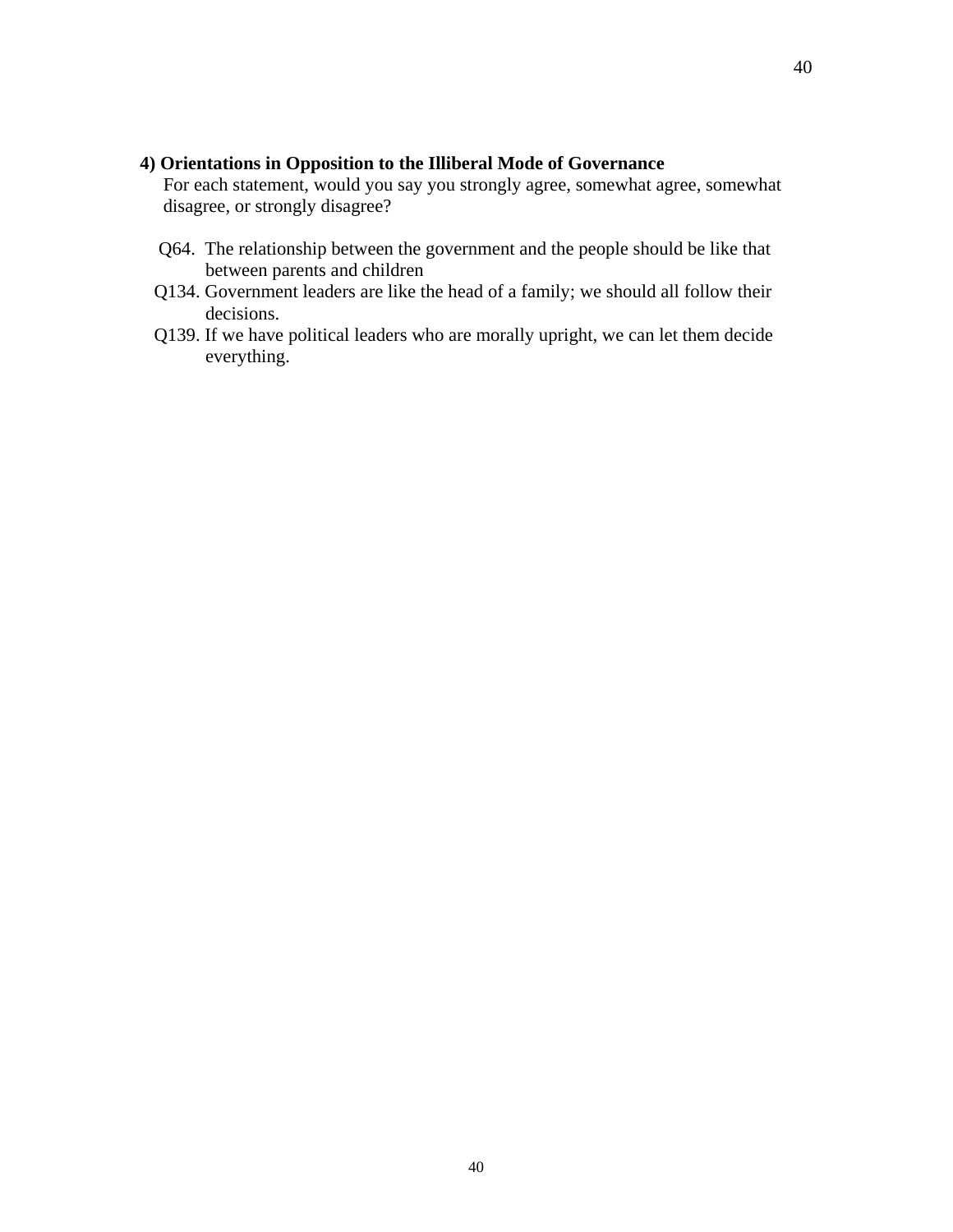**4) Orientations in Opposition to the Illiberal Mode of Governance**

For each statement, would you say you strongly agree, somewhat agree, somewhat disagree, or strongly disagree?

Q64. The relationship between the government and the people should be like that between parents and children

Q134. Government leaders are like the head of a family; we should all follow their decisions.

Q139. If we have political leaders who are morally upright, we can let them decide everything.